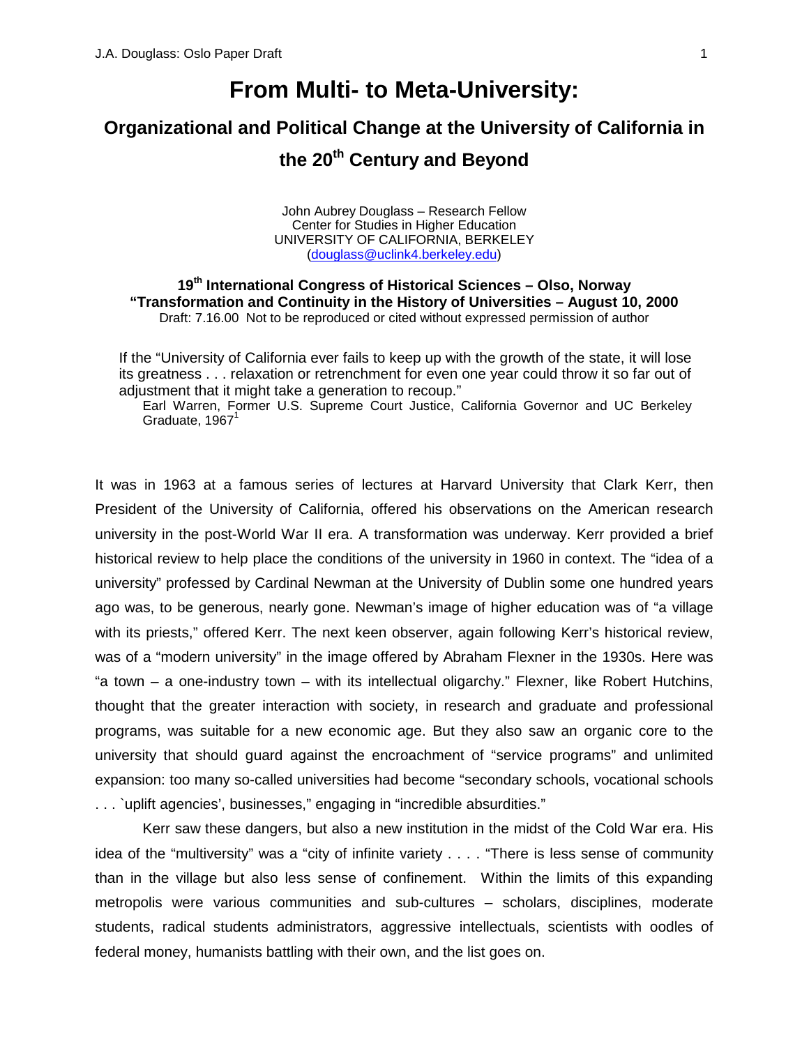# From Multi- to Meta-University:

## Organizational and Political Change at the University of California in the 20th Century and Beyond

John Aubrey Douglass – Research Fellow
Center for Studies in Higher Education
UNIVERSITY OF CALIFORNIA, BERKELEY
(douglass@uclink4.berkeley.edu)

**19th International Congress of Historical Sciences – Olso, Norway**
**"Transformation and Continuity in the History of Universities – August 10, 2000**
Draft: 7.16.00 Not to be reproduced or cited without expressed permission of author

> If the "University of California ever fails to keep up with the growth of the state, it will lose its greatness . . . relaxation or retrenchment for even one year could throw it so far out of adjustment that it might take a generation to recoup."
>
> Earl Warren, Former U.S. Supreme Court Justice, California Governor and UC Berkeley Graduate, 1967[1]

It was in 1963 at a famous series of lectures at Harvard University that Clark Kerr, then President of the University of California, offered his observations on the American research university in the post-World War II era. A transformation was underway. Kerr provided a brief historical review to help place the conditions of the university in 1960 in context. The "idea of a university" professed by Cardinal Newman at the University of Dublin some one hundred years ago was, to be generous, nearly gone. Newman's image of higher education was of "a village with its priests," offered Kerr. The next keen observer, again following Kerr's historical review, was of a "modern university" in the image offered by Abraham Flexner in the 1930s. Here was "a town – a one-industry town – with its intellectual oligarchy." Flexner, like Robert Hutchins, thought that the greater interaction with society, in research and graduate and professional programs, was suitable for a new economic age. But they also saw an organic core to the university that should guard against the encroachment of "service programs" and unlimited expansion: too many so-called universities had become "secondary schools, vocational schools . . . `uplift agencies', businesses," engaging in "incredible absurdities."

Kerr saw these dangers, but also a new institution in the midst of the Cold War era. His idea of the "multiversity" was a "city of infinite variety . . . . "There is less sense of community than in the village but also less sense of confinement. Within the limits of this expanding metropolis were various communities and sub-cultures – scholars, disciplines, moderate students, radical students administrators, aggressive intellectuals, scientists with oodles of federal money, humanists battling with their own, and the list goes on.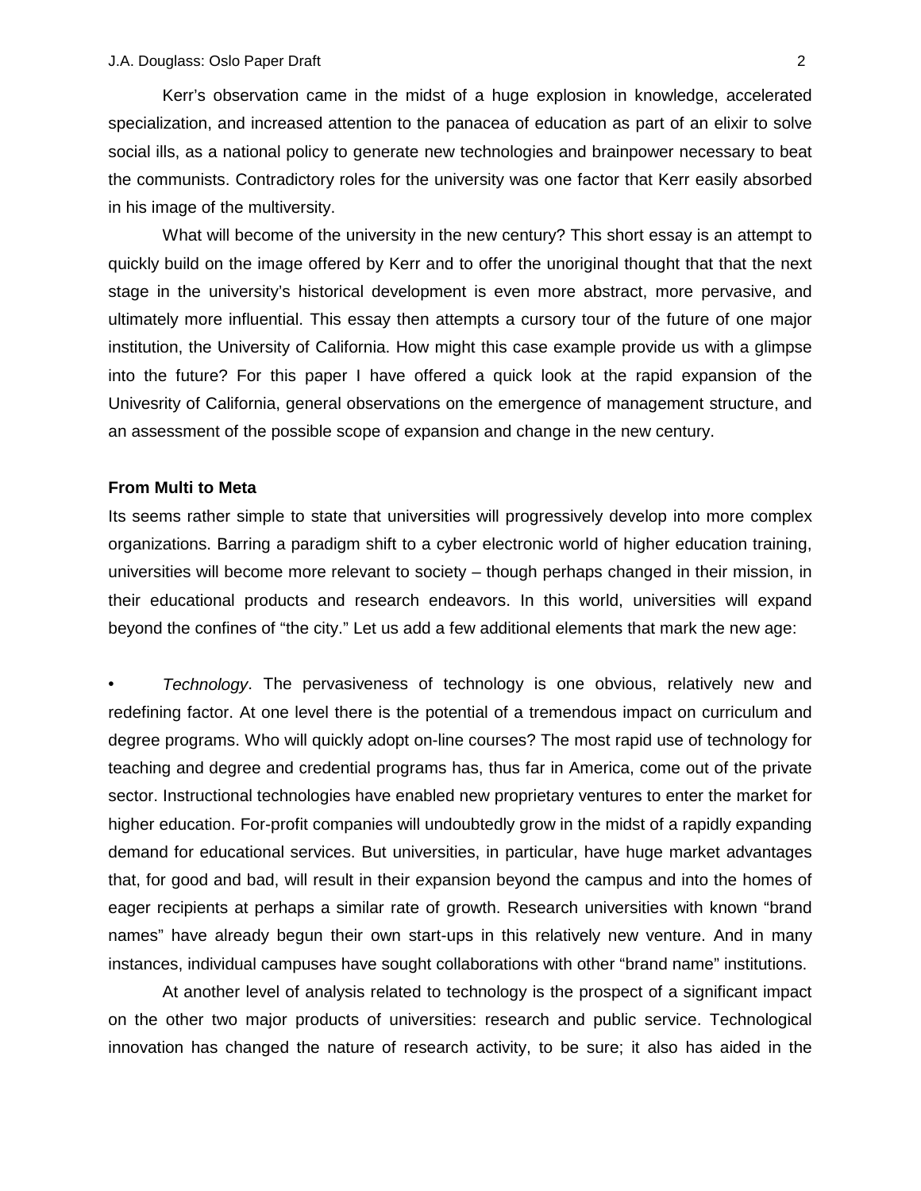Kerr's observation came in the midst of a huge explosion in knowledge, accelerated specialization, and increased attention to the panacea of education as part of an elixir to solve social ills, as a national policy to generate new technologies and brainpower necessary to beat the communists. Contradictory roles for the university was one factor that Kerr easily absorbed in his image of the multiversity.

What will become of the university in the new century? This short essay is an attempt to quickly build on the image offered by Kerr and to offer the unoriginal thought that that the next stage in the university's historical development is even more abstract, more pervasive, and ultimately more influential. This essay then attempts a cursory tour of the future of one major institution, the University of California. How might this case example provide us with a glimpse into the future? For this paper I have offered a quick look at the rapid expansion of the Univesrity of California, general observations on the emergence of management structure, and an assessment of the possible scope of expansion and change in the new century.

**From Multi to Meta**

Its seems rather simple to state that universities will progressively develop into more complex organizations. Barring a paradigm shift to a cyber electronic world of higher education training, universities will become more relevant to society – though perhaps changed in their mission, in their educational products and research endeavors. In this world, universities will expand beyond the confines of "the city." Let us add a few additional elements that mark the new age:

- *Technology*. The pervasiveness of technology is one obvious, relatively new and redefining factor. At one level there is the potential of a tremendous impact on curriculum and degree programs. Who will quickly adopt on-line courses? The most rapid use of technology for teaching and degree and credential programs has, thus far in America, come out of the private sector. Instructional technologies have enabled new proprietary ventures to enter the market for higher education. For-profit companies will undoubtedly grow in the midst of a rapidly expanding demand for educational services. But universities, in particular, have huge market advantages that, for good and bad, will result in their expansion beyond the campus and into the homes of eager recipients at perhaps a similar rate of growth. Research universities with known "brand names" have already begun their own start-ups in this relatively new venture. And in many instances, individual campuses have sought collaborations with other "brand name" institutions.

At another level of analysis related to technology is the prospect of a significant impact on the other two major products of universities: research and public service. Technological innovation has changed the nature of research activity, to be sure; it also has aided in the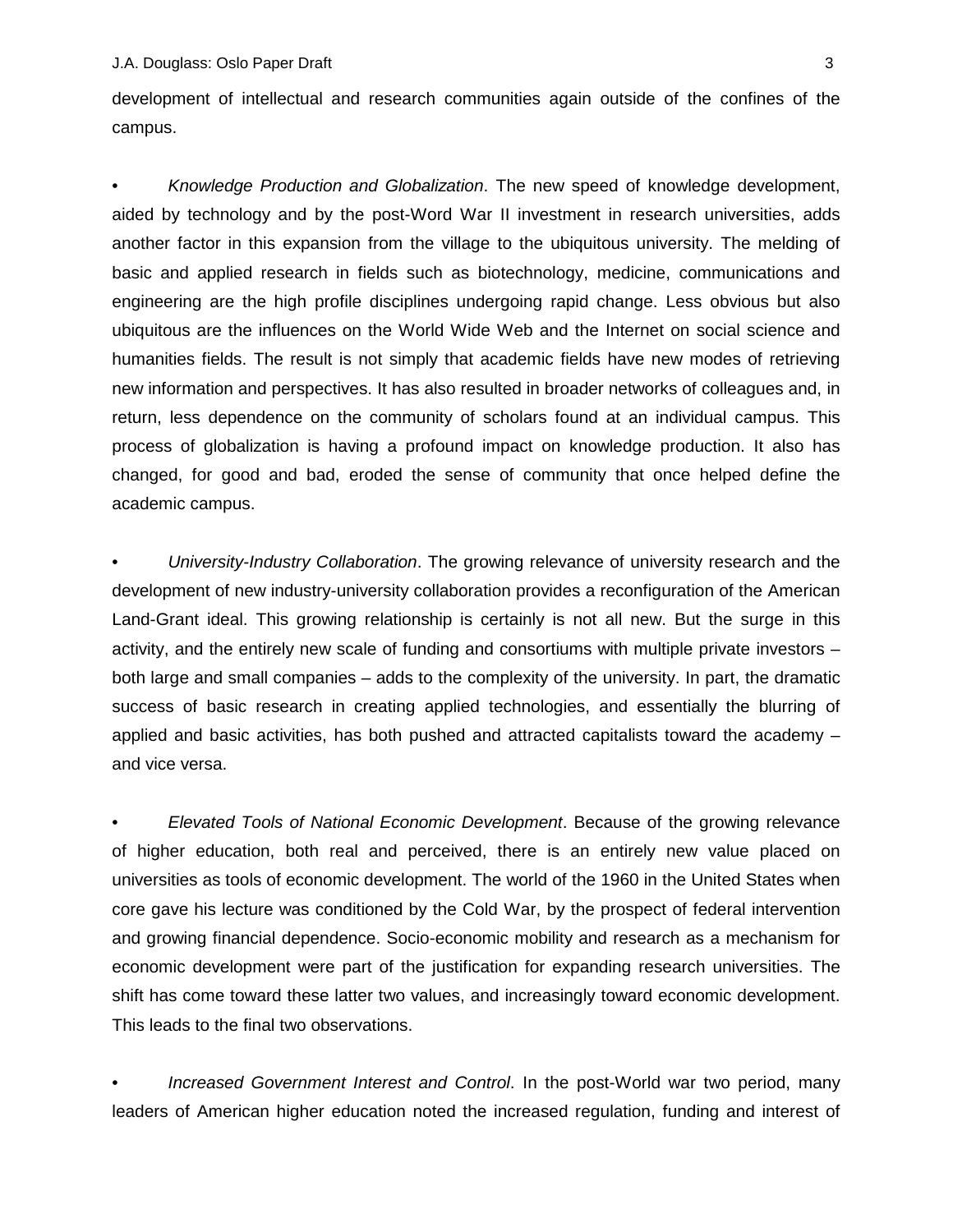development of intellectual and research communities again outside of the confines of the campus.

• *Knowledge Production and Globalization*. The new speed of knowledge development, aided by technology and by the post-Word War II investment in research universities, adds another factor in this expansion from the village to the ubiquitous university. The melding of basic and applied research in fields such as biotechnology, medicine, communications and engineering are the high profile disciplines undergoing rapid change. Less obvious but also ubiquitous are the influences on the World Wide Web and the Internet on social science and humanities fields. The result is not simply that academic fields have new modes of retrieving new information and perspectives. It has also resulted in broader networks of colleagues and, in return, less dependence on the community of scholars found at an individual campus. This process of globalization is having a profound impact on knowledge production. It also has changed, for good and bad, eroded the sense of community that once helped define the academic campus.

• *University-Industry Collaboration*. The growing relevance of university research and the development of new industry-university collaboration provides a reconfiguration of the American Land-Grant ideal. This growing relationship is certainly is not all new. But the surge in this activity, and the entirely new scale of funding and consortiums with multiple private investors – both large and small companies – adds to the complexity of the university. In part, the dramatic success of basic research in creating applied technologies, and essentially the blurring of applied and basic activities, has both pushed and attracted capitalists toward the academy – and vice versa.

• *Elevated Tools of National Economic Development*. Because of the growing relevance of higher education, both real and perceived, there is an entirely new value placed on universities as tools of economic development. The world of the 1960 in the United States when core gave his lecture was conditioned by the Cold War, by the prospect of federal intervention and growing financial dependence. Socio-economic mobility and research as a mechanism for economic development were part of the justification for expanding research universities. The shift has come toward these latter two values, and increasingly toward economic development. This leads to the final two observations.

• *Increased Government Interest and Control*. In the post-World war two period, many leaders of American higher education noted the increased regulation, funding and interest of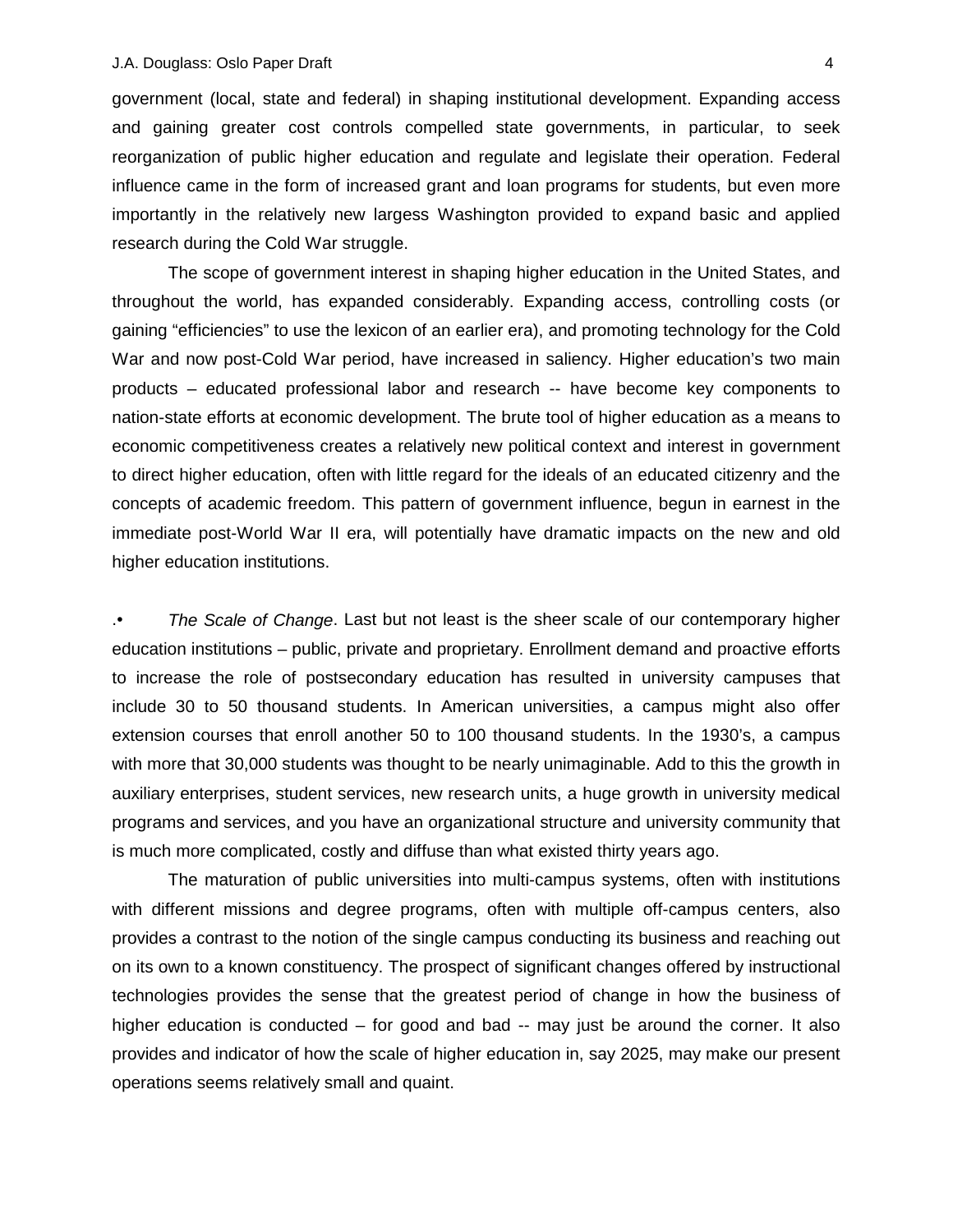government (local, state and federal) in shaping institutional development. Expanding access and gaining greater cost controls compelled state governments, in particular, to seek reorganization of public higher education and regulate and legislate their operation. Federal influence came in the form of increased grant and loan programs for students, but even more importantly in the relatively new largess Washington provided to expand basic and applied research during the Cold War struggle.

The scope of government interest in shaping higher education in the United States, and throughout the world, has expanded considerably. Expanding access, controlling costs (or gaining "efficiencies" to use the lexicon of an earlier era), and promoting technology for the Cold War and now post-Cold War period, have increased in saliency. Higher education's two main products – educated professional labor and research -- have become key components to nation-state efforts at economic development. The brute tool of higher education as a means to economic competitiveness creates a relatively new political context and interest in government to direct higher education, often with little regard for the ideals of an educated citizenry and the concepts of academic freedom. This pattern of government influence, begun in earnest in the immediate post-World War II era, will potentially have dramatic impacts on the new and old higher education institutions.

.• *The Scale of Change*. Last but not least is the sheer scale of our contemporary higher education institutions – public, private and proprietary. Enrollment demand and proactive efforts to increase the role of postsecondary education has resulted in university campuses that include 30 to 50 thousand students. In American universities, a campus might also offer extension courses that enroll another 50 to 100 thousand students. In the 1930's, a campus with more that 30,000 students was thought to be nearly unimaginable. Add to this the growth in auxiliary enterprises, student services, new research units, a huge growth in university medical programs and services, and you have an organizational structure and university community that is much more complicated, costly and diffuse than what existed thirty years ago.

The maturation of public universities into multi-campus systems, often with institutions with different missions and degree programs, often with multiple off-campus centers, also provides a contrast to the notion of the single campus conducting its business and reaching out on its own to a known constituency. The prospect of significant changes offered by instructional technologies provides the sense that the greatest period of change in how the business of higher education is conducted – for good and bad -- may just be around the corner. It also provides and indicator of how the scale of higher education in, say 2025, may make our present operations seems relatively small and quaint.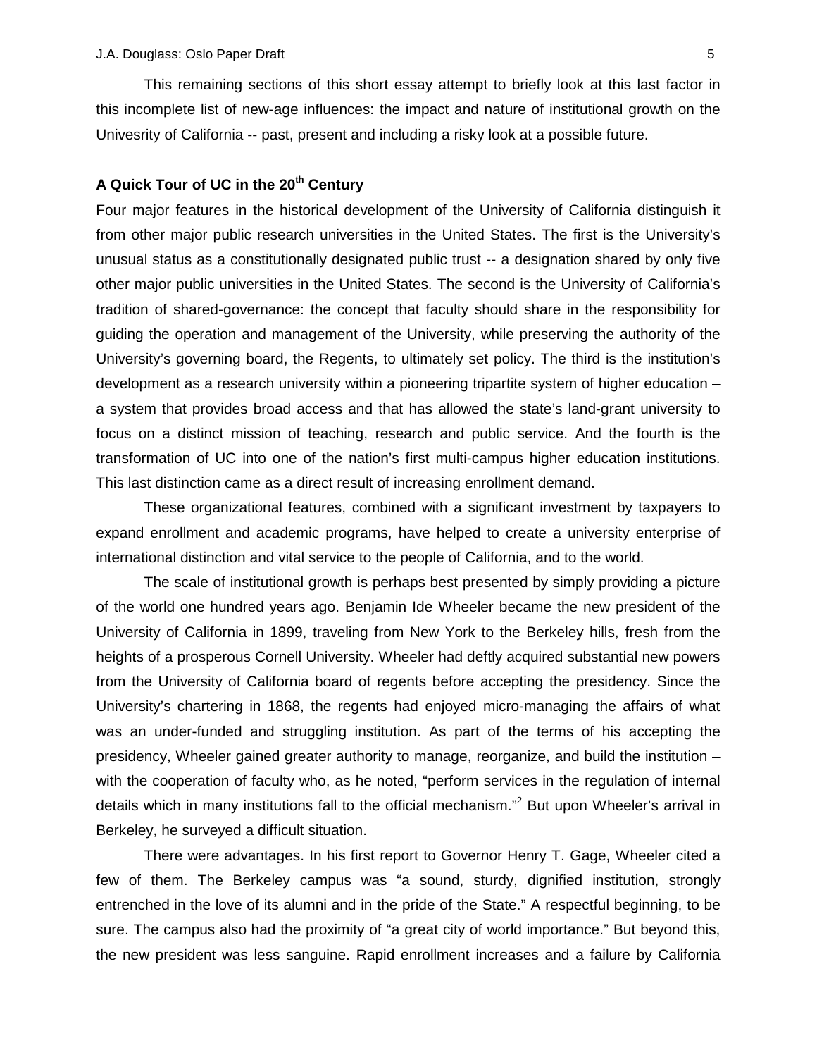This remaining sections of this short essay attempt to briefly look at this last factor in this incomplete list of new-age influences: the impact and nature of institutional growth on the Univesrity of California -- past, present and including a risky look at a possible future.

## A Quick Tour of UC in the 20th Century

Four major features in the historical development of the University of California distinguish it from other major public research universities in the United States. The first is the University's unusual status as a constitutionally designated public trust -- a designation shared by only five other major public universities in the United States. The second is the University of California's tradition of shared-governance: the concept that faculty should share in the responsibility for guiding the operation and management of the University, while preserving the authority of the University's governing board, the Regents, to ultimately set policy. The third is the institution's development as a research university within a pioneering tripartite system of higher education – a system that provides broad access and that has allowed the state's land-grant university to focus on a distinct mission of teaching, research and public service. And the fourth is the transformation of UC into one of the nation's first multi-campus higher education institutions. This last distinction came as a direct result of increasing enrollment demand.

These organizational features, combined with a significant investment by taxpayers to expand enrollment and academic programs, have helped to create a university enterprise of international distinction and vital service to the people of California, and to the world.

The scale of institutional growth is perhaps best presented by simply providing a picture of the world one hundred years ago. Benjamin Ide Wheeler became the new president of the University of California in 1899, traveling from New York to the Berkeley hills, fresh from the heights of a prosperous Cornell University. Wheeler had deftly acquired substantial new powers from the University of California board of regents before accepting the presidency. Since the University's chartering in 1868, the regents had enjoyed micro-managing the affairs of what was an under-funded and struggling institution. As part of the terms of his accepting the presidency, Wheeler gained greater authority to manage, reorganize, and build the institution – with the cooperation of faculty who, as he noted, "perform services in the regulation of internal details which in many institutions fall to the official mechanism."[2] But upon Wheeler's arrival in Berkeley, he surveyed a difficult situation.

There were advantages. In his first report to Governor Henry T. Gage, Wheeler cited a few of them. The Berkeley campus was "a sound, sturdy, dignified institution, strongly entrenched in the love of its alumni and in the pride of the State." A respectful beginning, to be sure. The campus also had the proximity of "a great city of world importance." But beyond this, the new president was less sanguine. Rapid enrollment increases and a failure by California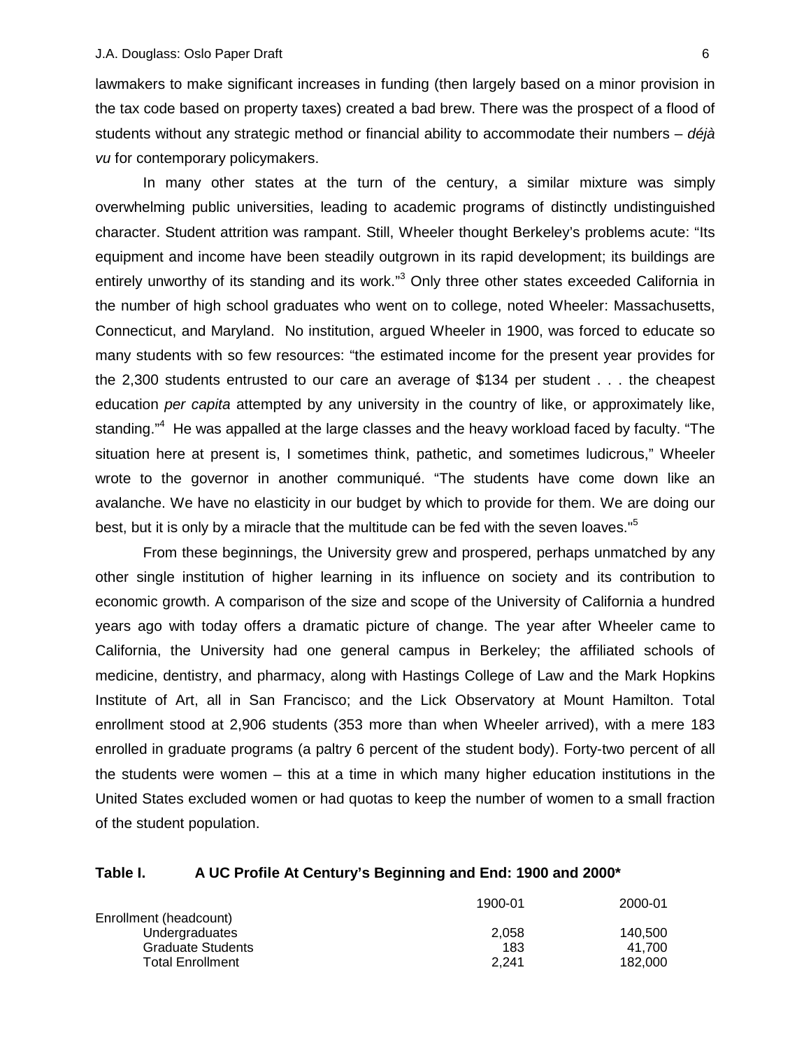lawmakers to make significant increases in funding (then largely based on a minor provision in the tax code based on property taxes) created a bad brew. There was the prospect of a flood of students without any strategic method or financial ability to accommodate their numbers – *déjà vu* for contemporary policymakers.

In many other states at the turn of the century, a similar mixture was simply overwhelming public universities, leading to academic programs of distinctly undistinguished character. Student attrition was rampant. Still, Wheeler thought Berkeley's problems acute: "Its equipment and income have been steadily outgrown in its rapid development; its buildings are entirely unworthy of its standing and its work."[3] Only three other states exceeded California in the number of high school graduates who went on to college, noted Wheeler: Massachusetts, Connecticut, and Maryland. No institution, argued Wheeler in 1900, was forced to educate so many students with so few resources: "the estimated income for the present year provides for the 2,300 students entrusted to our care an average of $134 per student . . . the cheapest education *per capita* attempted by any university in the country of like, or approximately like, standing."[4] He was appalled at the large classes and the heavy workload faced by faculty. "The situation here at present is, I sometimes think, pathetic, and sometimes ludicrous," Wheeler wrote to the governor in another communiqué. "The students have come down like an avalanche. We have no elasticity in our budget by which to provide for them. We are doing our best, but it is only by a miracle that the multitude can be fed with the seven loaves."[5]

From these beginnings, the University grew and prospered, perhaps unmatched by any other single institution of higher learning in its influence on society and its contribution to economic growth. A comparison of the size and scope of the University of California a hundred years ago with today offers a dramatic picture of change. The year after Wheeler came to California, the University had one general campus in Berkeley; the affiliated schools of medicine, dentistry, and pharmacy, along with Hastings College of Law and the Mark Hopkins Institute of Art, all in San Francisco; and the Lick Observatory at Mount Hamilton. Total enrollment stood at 2,906 students (353 more than when Wheeler arrived), with a mere 183 enrolled in graduate programs (a paltry 6 percent of the student body). Forty-two percent of all the students were women – this at a time in which many higher education institutions in the United States excluded women or had quotas to keep the number of women to a small fraction of the student population.

**Table I. A UC Profile At Century's Beginning and End: 1900 and 2000***

| | 1900-01 | 2000-01 |
|---|---|---|
| Enrollment (headcount) | | |
| Undergraduates | 2,058 | 140,500 |
| Graduate Students | 183 | 41,700 |
| Total Enrollment | 2,241 | 182,000 |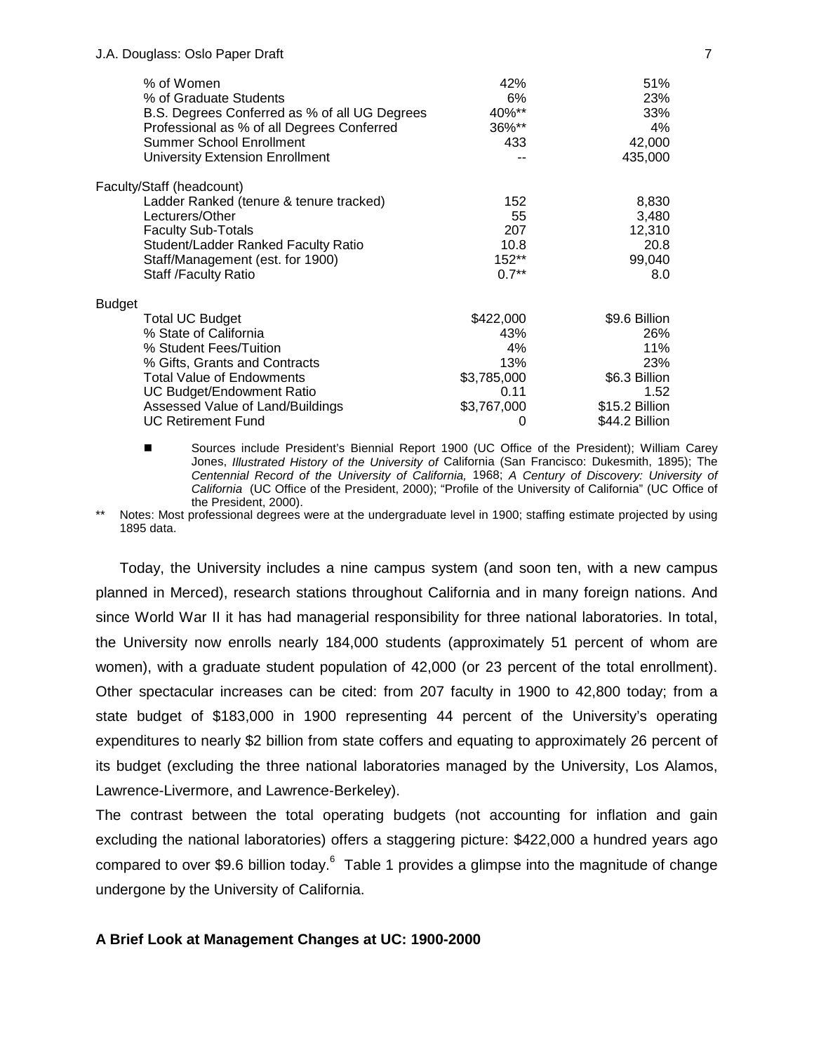| | | |
|---|---|---|
| % of Women | 42% | 51% |
| % of Graduate Students | 6% | 23% |
| B.S. Degrees Conferred as % of all UG Degrees | 40%** | 33% |
| Professional as % of all Degrees Conferred | 36%** | 4% |
| Summer School Enrollment | 433 | 42,000 |
| University Extension Enrollment | -- | 435,000 |
| **Faculty/Staff (headcount)** | | |
| Ladder Ranked (tenure & tenure tracked) | 152 | 8,830 |
| Lecturers/Other | 55 | 3,480 |
| Faculty Sub-Totals | 207 | 12,310 |
| Student/Ladder Ranked Faculty Ratio | 10.8 | 20.8 |
| Staff/Management (est. for 1900) | 152** | 99,040 |
| Staff /Faculty Ratio | 0.7** | 8.0 |
| **Budget** | | |
| Total UC Budget | \$422,000 | \$9.6 Billion |
| % State of California | 43% | 26% |
| % Student Fees/Tuition | 4% | 11% |
| % Gifts, Grants and Contracts | 13% | 23% |
| Total Value of Endowments | \$3,785,000 | \$6.3 Billion |
| UC Budget/Endowment Ratio | 0.11 | 1.52 |
| Assessed Value of Land/Buildings | \$3,767,000 | \$15.2 Billion |
| UC Retirement Fund | 0 | \$44.2 Billion |

- Sources include President's Biennial Report 1900 (UC Office of the President); William Carey Jones, *Illustrated History of the University of* California (San Francisco: Dukesmith, 1895); The *Centennial Record of the University of California,* 1968; *A Century of Discovery: University of California* (UC Office of the President, 2000); "Profile of the University of California" (UC Office of the President, 2000).

** Notes: Most professional degrees were at the undergraduate level in 1900; staffing estimate projected by using 1895 data.

Today, the University includes a nine campus system (and soon ten, with a new campus planned in Merced), research stations throughout California and in many foreign nations. And since World War II it has had managerial responsibility for three national laboratories. In total, the University now enrolls nearly 184,000 students (approximately 51 percent of whom are women), with a graduate student population of 42,000 (or 23 percent of the total enrollment). Other spectacular increases can be cited: from 207 faculty in 1900 to 42,800 today; from a state budget of \$183,000 in 1900 representing 44 percent of the University's operating expenditures to nearly \$2 billion from state coffers and equating to approximately 26 percent of its budget (excluding the three national laboratories managed by the University, Los Alamos, Lawrence-Livermore, and Lawrence-Berkeley).

The contrast between the total operating budgets (not accounting for inflation and gain excluding the national laboratories) offers a staggering picture: \$422,000 a hundred years ago compared to over \$9.6 billion today.[6] Table 1 provides a glimpse into the magnitude of change undergone by the University of California.

## A Brief Look at Management Changes at UC: 1900-2000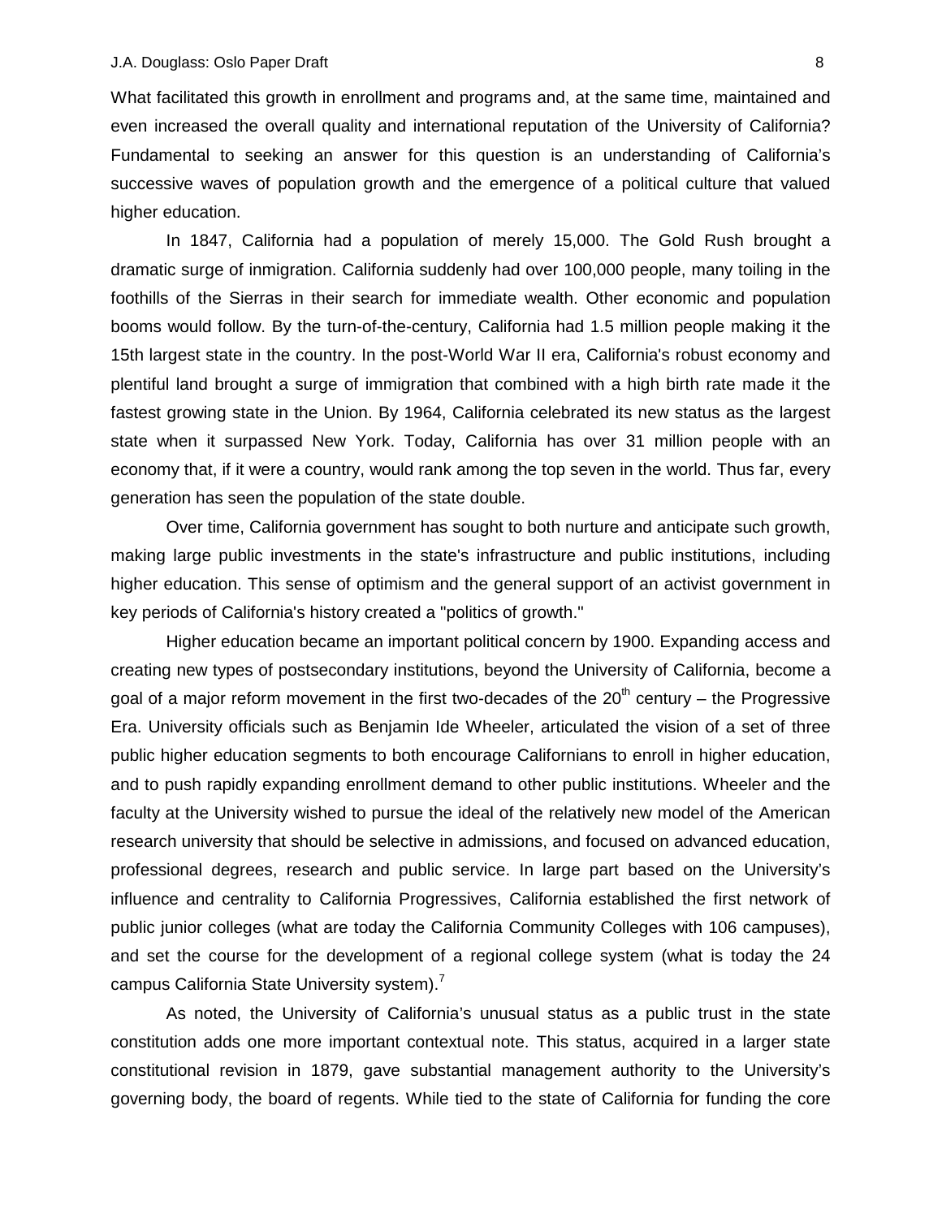What facilitated this growth in enrollment and programs and, at the same time, maintained and even increased the overall quality and international reputation of the University of California? Fundamental to seeking an answer for this question is an understanding of California's successive waves of population growth and the emergence of a political culture that valued higher education.

In 1847, California had a population of merely 15,000. The Gold Rush brought a dramatic surge of inmigration. California suddenly had over 100,000 people, many toiling in the foothills of the Sierras in their search for immediate wealth. Other economic and population booms would follow. By the turn-of-the-century, California had 1.5 million people making it the 15th largest state in the country. In the post-World War II era, California's robust economy and plentiful land brought a surge of immigration that combined with a high birth rate made it the fastest growing state in the Union. By 1964, California celebrated its new status as the largest state when it surpassed New York. Today, California has over 31 million people with an economy that, if it were a country, would rank among the top seven in the world. Thus far, every generation has seen the population of the state double.

Over time, California government has sought to both nurture and anticipate such growth, making large public investments in the state's infrastructure and public institutions, including higher education. This sense of optimism and the general support of an activist government in key periods of California's history created a "politics of growth."

Higher education became an important political concern by 1900. Expanding access and creating new types of postsecondary institutions, beyond the University of California, become a goal of a major reform movement in the first two-decades of the 20th century – the Progressive Era. University officials such as Benjamin Ide Wheeler, articulated the vision of a set of three public higher education segments to both encourage Californians to enroll in higher education, and to push rapidly expanding enrollment demand to other public institutions. Wheeler and the faculty at the University wished to pursue the ideal of the relatively new model of the American research university that should be selective in admissions, and focused on advanced education, professional degrees, research and public service. In large part based on the University's influence and centrality to California Progressives, California established the first network of public junior colleges (what are today the California Community Colleges with 106 campuses), and set the course for the development of a regional college system (what is today the 24 campus California State University system).[7]

As noted, the University of California's unusual status as a public trust in the state constitution adds one more important contextual note. This status, acquired in a larger state constitutional revision in 1879, gave substantial management authority to the University's governing body, the board of regents. While tied to the state of California for funding the core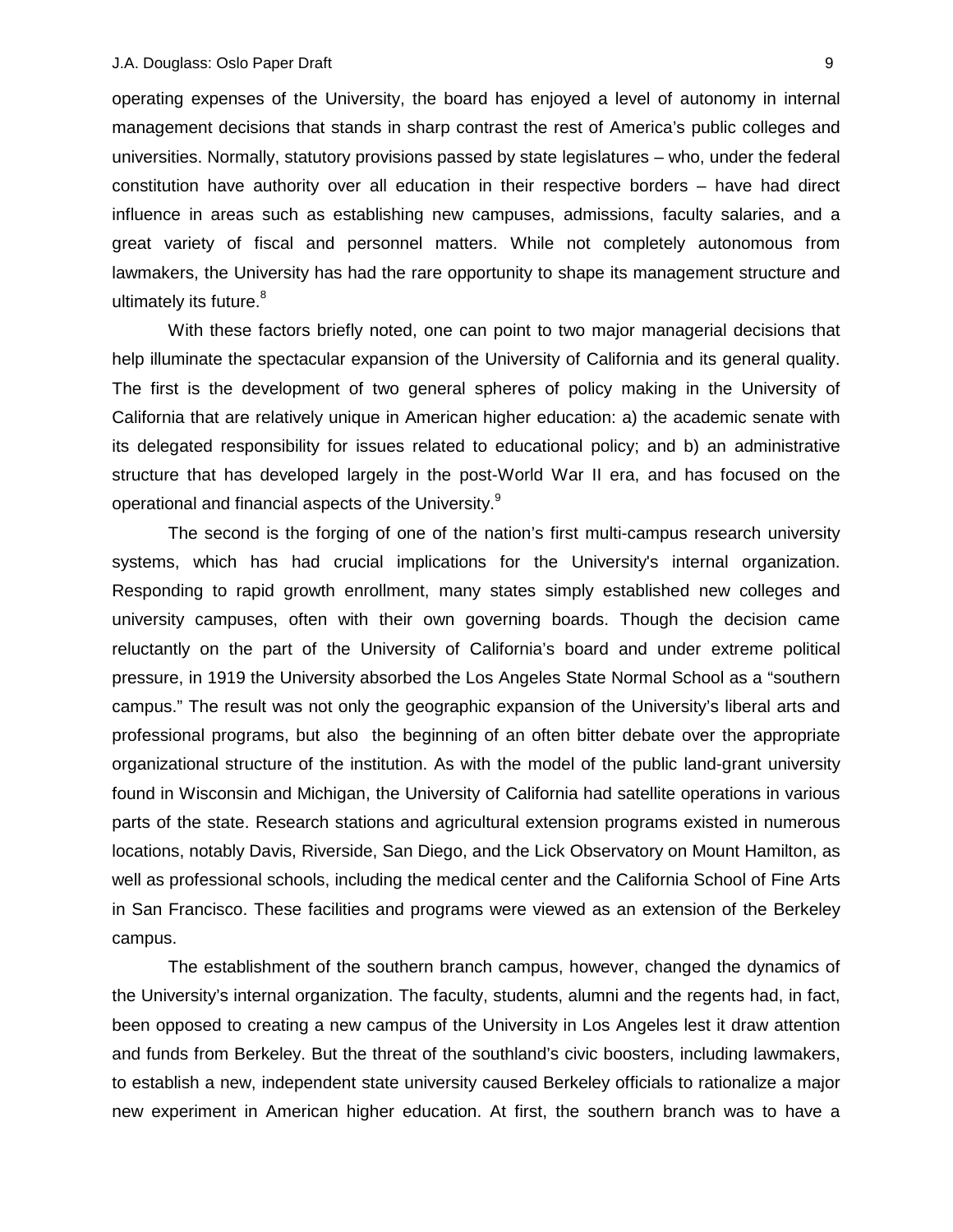operating expenses of the University, the board has enjoyed a level of autonomy in internal management decisions that stands in sharp contrast the rest of America's public colleges and universities. Normally, statutory provisions passed by state legislatures – who, under the federal constitution have authority over all education in their respective borders – have had direct influence in areas such as establishing new campuses, admissions, faculty salaries, and a great variety of fiscal and personnel matters. While not completely autonomous from lawmakers, the University has had the rare opportunity to shape its management structure and ultimately its future.[8]

With these factors briefly noted, one can point to two major managerial decisions that help illuminate the spectacular expansion of the University of California and its general quality. The first is the development of two general spheres of policy making in the University of California that are relatively unique in American higher education: a) the academic senate with its delegated responsibility for issues related to educational policy; and b) an administrative structure that has developed largely in the post-World War II era, and has focused on the operational and financial aspects of the University.[9]

The second is the forging of one of the nation's first multi-campus research university systems, which has had crucial implications for the University's internal organization. Responding to rapid growth enrollment, many states simply established new colleges and university campuses, often with their own governing boards. Though the decision came reluctantly on the part of the University of California's board and under extreme political pressure, in 1919 the University absorbed the Los Angeles State Normal School as a "southern campus." The result was not only the geographic expansion of the University's liberal arts and professional programs, but also the beginning of an often bitter debate over the appropriate organizational structure of the institution. As with the model of the public land-grant university found in Wisconsin and Michigan, the University of California had satellite operations in various parts of the state. Research stations and agricultural extension programs existed in numerous locations, notably Davis, Riverside, San Diego, and the Lick Observatory on Mount Hamilton, as well as professional schools, including the medical center and the California School of Fine Arts in San Francisco. These facilities and programs were viewed as an extension of the Berkeley campus.

The establishment of the southern branch campus, however, changed the dynamics of the University's internal organization. The faculty, students, alumni and the regents had, in fact, been opposed to creating a new campus of the University in Los Angeles lest it draw attention and funds from Berkeley. But the threat of the southland's civic boosters, including lawmakers, to establish a new, independent state university caused Berkeley officials to rationalize a major new experiment in American higher education. At first, the southern branch was to have a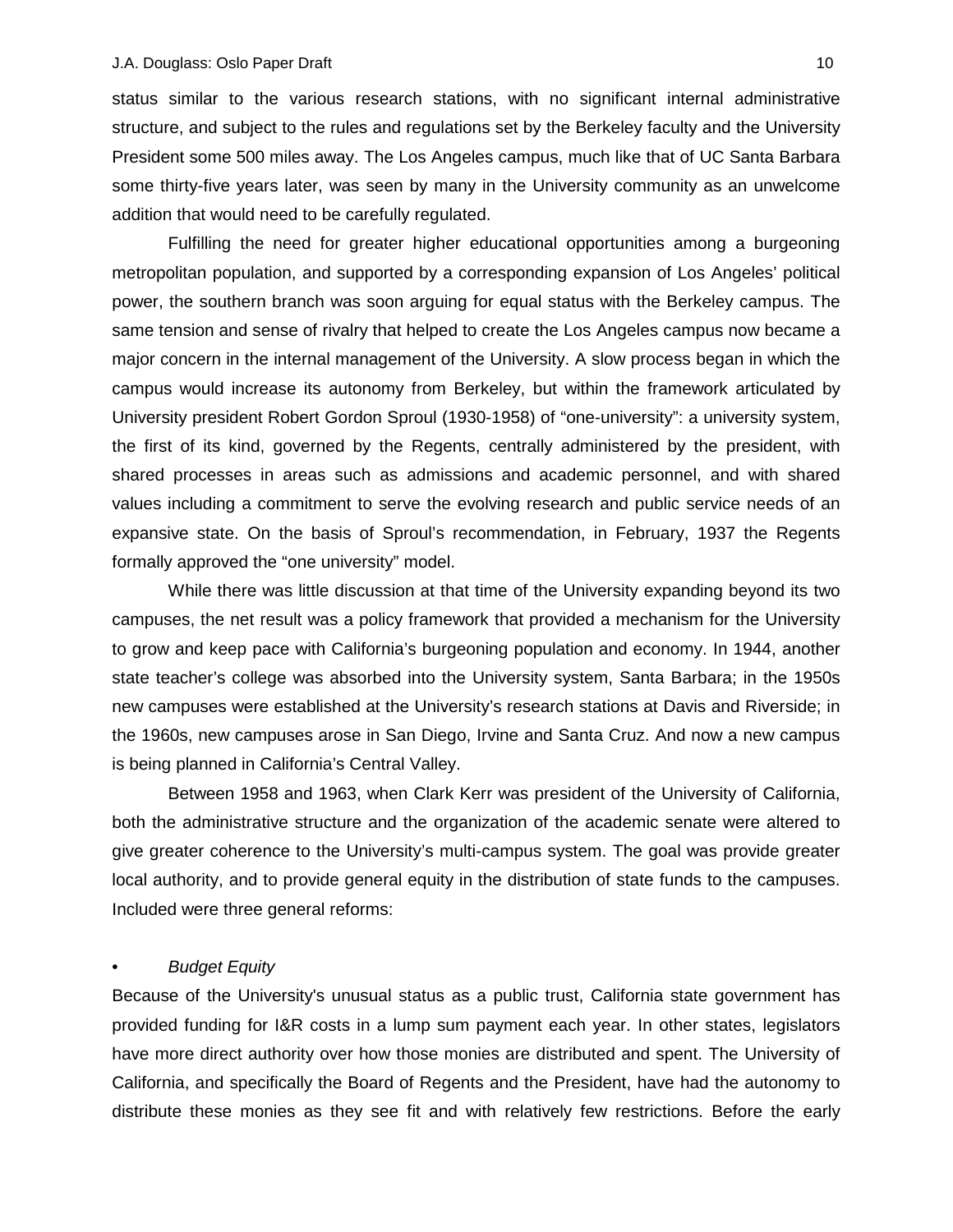status similar to the various research stations, with no significant internal administrative structure, and subject to the rules and regulations set by the Berkeley faculty and the University President some 500 miles away. The Los Angeles campus, much like that of UC Santa Barbara some thirty-five years later, was seen by many in the University community as an unwelcome addition that would need to be carefully regulated.

Fulfilling the need for greater higher educational opportunities among a burgeoning metropolitan population, and supported by a corresponding expansion of Los Angeles' political power, the southern branch was soon arguing for equal status with the Berkeley campus. The same tension and sense of rivalry that helped to create the Los Angeles campus now became a major concern in the internal management of the University. A slow process began in which the campus would increase its autonomy from Berkeley, but within the framework articulated by University president Robert Gordon Sproul (1930-1958) of "one-university": a university system, the first of its kind, governed by the Regents, centrally administered by the president, with shared processes in areas such as admissions and academic personnel, and with shared values including a commitment to serve the evolving research and public service needs of an expansive state. On the basis of Sproul's recommendation, in February, 1937 the Regents formally approved the "one university" model.

While there was little discussion at that time of the University expanding beyond its two campuses, the net result was a policy framework that provided a mechanism for the University to grow and keep pace with California's burgeoning population and economy. In 1944, another state teacher's college was absorbed into the University system, Santa Barbara; in the 1950s new campuses were established at the University's research stations at Davis and Riverside; in the 1960s, new campuses arose in San Diego, Irvine and Santa Cruz. And now a new campus is being planned in California's Central Valley.

Between 1958 and 1963, when Clark Kerr was president of the University of California, both the administrative structure and the organization of the academic senate were altered to give greater coherence to the University's multi-campus system. The goal was provide greater local authority, and to provide general equity in the distribution of state funds to the campuses. Included were three general reforms:

- *Budget Equity*

Because of the University's unusual status as a public trust, California state government has provided funding for I&R costs in a lump sum payment each year. In other states, legislators have more direct authority over how those monies are distributed and spent. The University of California, and specifically the Board of Regents and the President, have had the autonomy to distribute these monies as they see fit and with relatively few restrictions. Before the early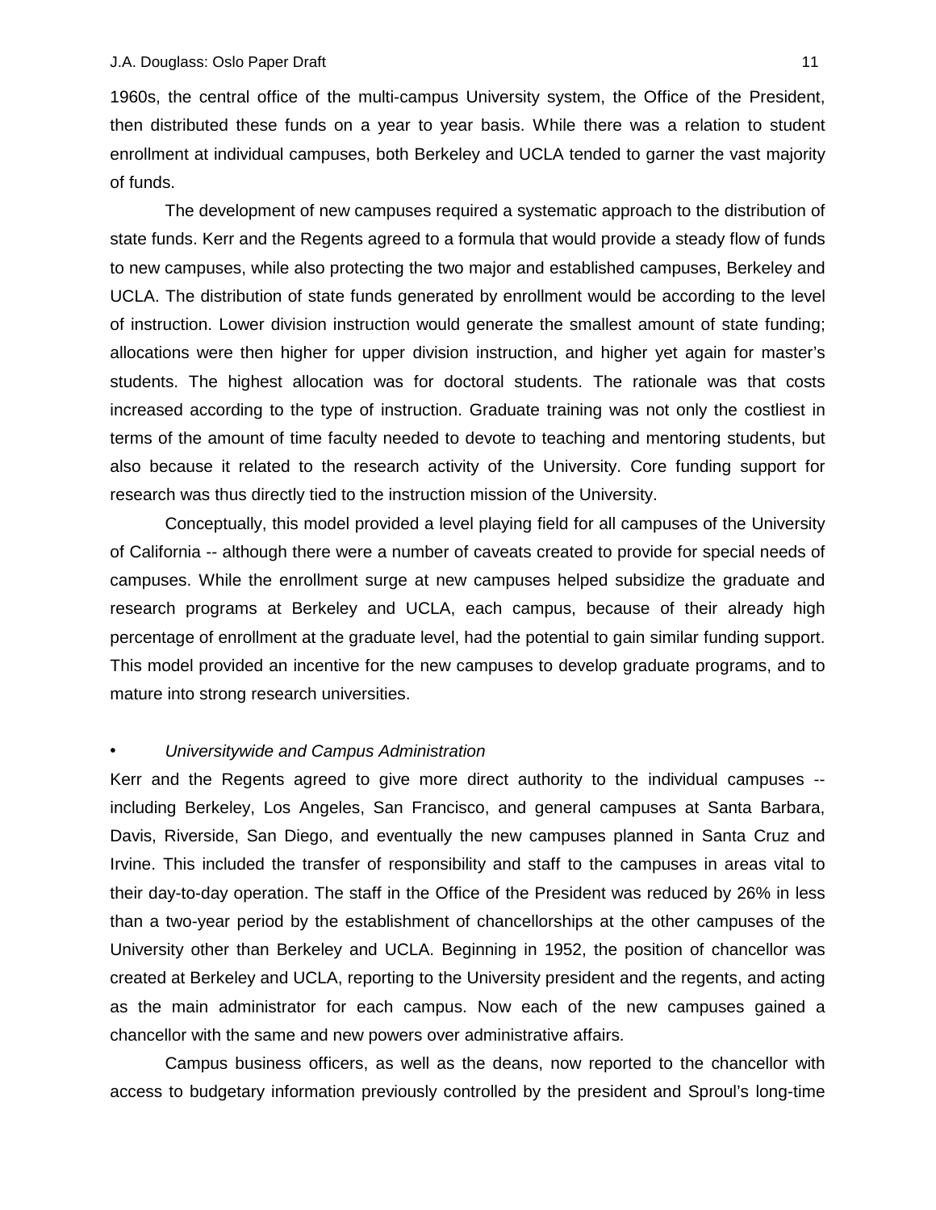1960s, the central office of the multi-campus University system, the Office of the President, then distributed these funds on a year to year basis. While there was a relation to student enrollment at individual campuses, both Berkeley and UCLA tended to garner the vast majority of funds.

The development of new campuses required a systematic approach to the distribution of state funds. Kerr and the Regents agreed to a formula that would provide a steady flow of funds to new campuses, while also protecting the two major and established campuses, Berkeley and UCLA. The distribution of state funds generated by enrollment would be according to the level of instruction. Lower division instruction would generate the smallest amount of state funding; allocations were then higher for upper division instruction, and higher yet again for master's students. The highest allocation was for doctoral students. The rationale was that costs increased according to the type of instruction. Graduate training was not only the costliest in terms of the amount of time faculty needed to devote to teaching and mentoring students, but also because it related to the research activity of the University. Core funding support for research was thus directly tied to the instruction mission of the University.

Conceptually, this model provided a level playing field for all campuses of the University of California -- although there were a number of caveats created to provide for special needs of campuses. While the enrollment surge at new campuses helped subsidize the graduate and research programs at Berkeley and UCLA, each campus, because of their already high percentage of enrollment at the graduate level, had the potential to gain similar funding support. This model provided an incentive for the new campuses to develop graduate programs, and to mature into strong research universities.

- *Universitywide and Campus Administration*

Kerr and the Regents agreed to give more direct authority to the individual campuses -- including Berkeley, Los Angeles, San Francisco, and general campuses at Santa Barbara, Davis, Riverside, San Diego, and eventually the new campuses planned in Santa Cruz and Irvine. This included the transfer of responsibility and staff to the campuses in areas vital to their day-to-day operation. The staff in the Office of the President was reduced by 26% in less than a two-year period by the establishment of chancellorships at the other campuses of the University other than Berkeley and UCLA. Beginning in 1952, the position of chancellor was created at Berkeley and UCLA, reporting to the University president and the regents, and acting as the main administrator for each campus. Now each of the new campuses gained a chancellor with the same and new powers over administrative affairs.

Campus business officers, as well as the deans, now reported to the chancellor with access to budgetary information previously controlled by the president and Sproul's long-time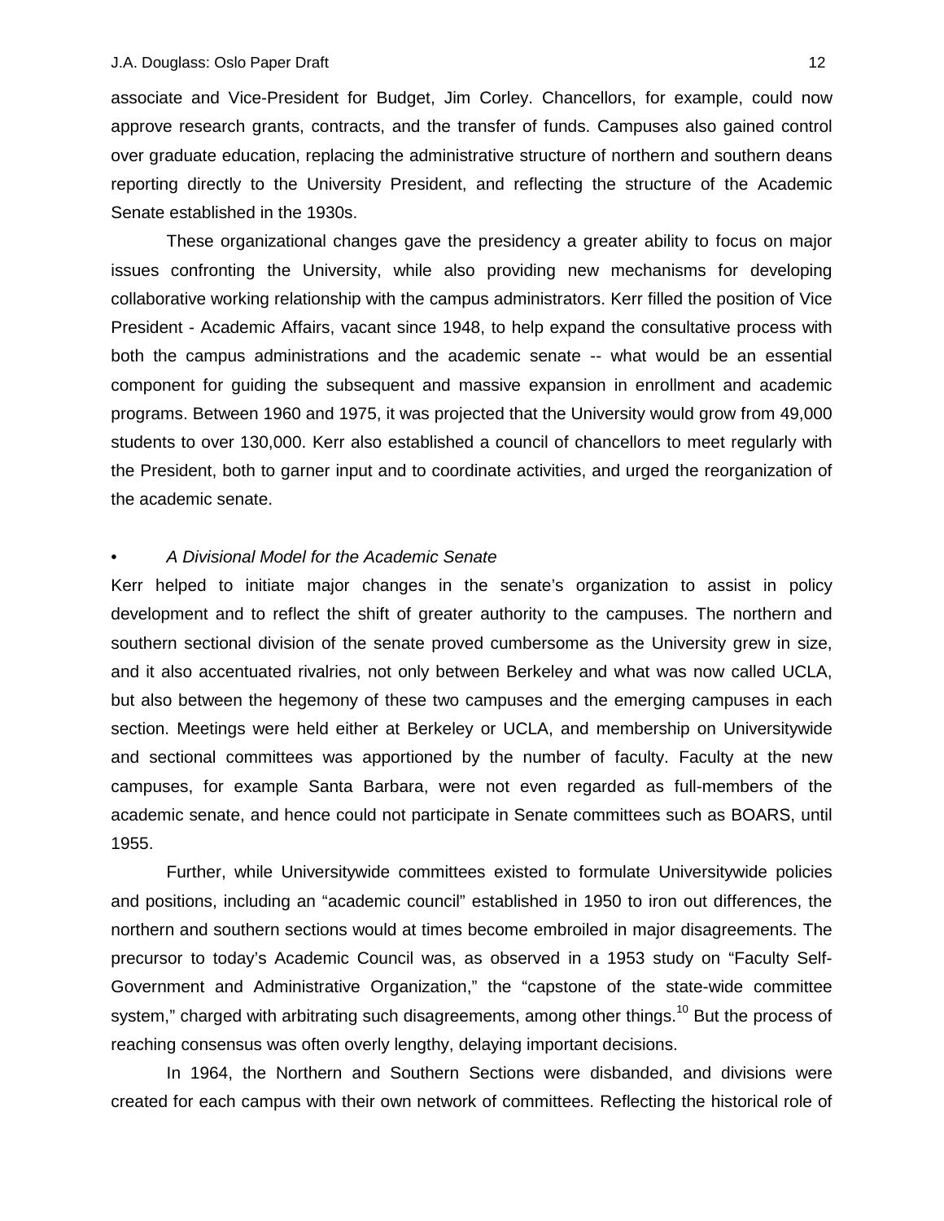associate and Vice-President for Budget, Jim Corley. Chancellors, for example, could now approve research grants, contracts, and the transfer of funds. Campuses also gained control over graduate education, replacing the administrative structure of northern and southern deans reporting directly to the University President, and reflecting the structure of the Academic Senate established in the 1930s.

These organizational changes gave the presidency a greater ability to focus on major issues confronting the University, while also providing new mechanisms for developing collaborative working relationship with the campus administrators. Kerr filled the position of Vice President - Academic Affairs, vacant since 1948, to help expand the consultative process with both the campus administrations and the academic senate -- what would be an essential component for guiding the subsequent and massive expansion in enrollment and academic programs. Between 1960 and 1975, it was projected that the University would grow from 49,000 students to over 130,000. Kerr also established a council of chancellors to meet regularly with the President, both to garner input and to coordinate activities, and urged the reorganization of the academic senate.

- *A Divisional Model for the Academic Senate*

Kerr helped to initiate major changes in the senate's organization to assist in policy development and to reflect the shift of greater authority to the campuses. The northern and southern sectional division of the senate proved cumbersome as the University grew in size, and it also accentuated rivalries, not only between Berkeley and what was now called UCLA, but also between the hegemony of these two campuses and the emerging campuses in each section. Meetings were held either at Berkeley or UCLA, and membership on Universitywide and sectional committees was apportioned by the number of faculty. Faculty at the new campuses, for example Santa Barbara, were not even regarded as full-members of the academic senate, and hence could not participate in Senate committees such as BOARS, until 1955.

Further, while Universitywide committees existed to formulate Universitywide policies and positions, including an "academic council" established in 1950 to iron out differences, the northern and southern sections would at times become embroiled in major disagreements. The precursor to today's Academic Council was, as observed in a 1953 study on "Faculty Self-Government and Administrative Organization," the "capstone of the state-wide committee system," charged with arbitrating such disagreements, among other things.[10] But the process of reaching consensus was often overly lengthy, delaying important decisions.

In 1964, the Northern and Southern Sections were disbanded, and divisions were created for each campus with their own network of committees. Reflecting the historical role of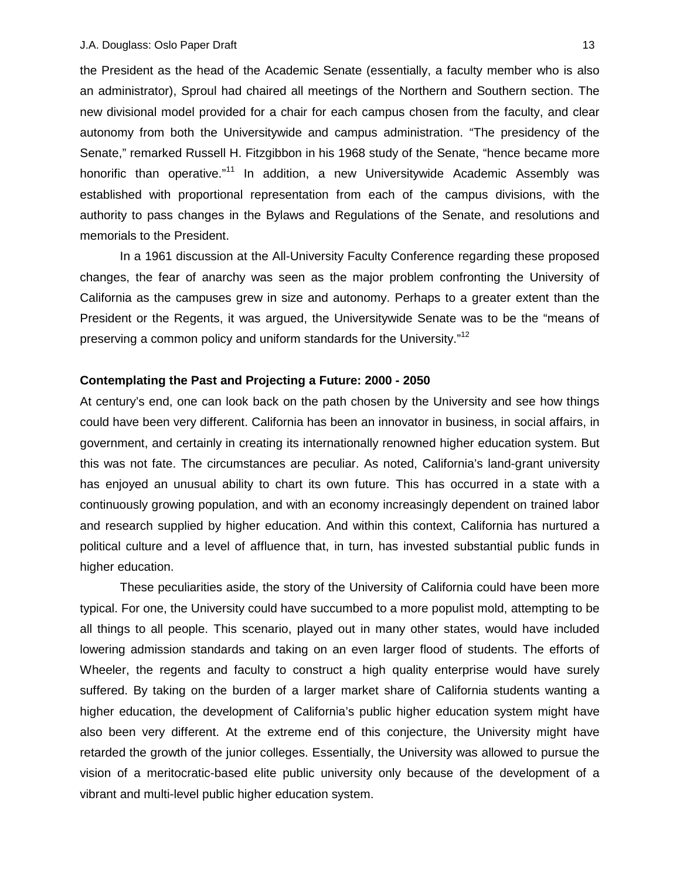the President as the head of the Academic Senate (essentially, a faculty member who is also an administrator), Sproul had chaired all meetings of the Northern and Southern section. The new divisional model provided for a chair for each campus chosen from the faculty, and clear autonomy from both the Universitywide and campus administration. "The presidency of the Senate," remarked Russell H. Fitzgibbon in his 1968 study of the Senate, "hence became more honorific than operative."[11] In addition, a new Universitywide Academic Assembly was established with proportional representation from each of the campus divisions, with the authority to pass changes in the Bylaws and Regulations of the Senate, and resolutions and memorials to the President.

In a 1961 discussion at the All-University Faculty Conference regarding these proposed changes, the fear of anarchy was seen as the major problem confronting the University of California as the campuses grew in size and autonomy. Perhaps to a greater extent than the President or the Regents, it was argued, the Universitywide Senate was to be the "means of preserving a common policy and uniform standards for the University."[12]

**Contemplating the Past and Projecting a Future: 2000 - 2050**

At century's end, one can look back on the path chosen by the University and see how things could have been very different. California has been an innovator in business, in social affairs, in government, and certainly in creating its internationally renowned higher education system. But this was not fate. The circumstances are peculiar. As noted, California's land-grant university has enjoyed an unusual ability to chart its own future. This has occurred in a state with a continuously growing population, and with an economy increasingly dependent on trained labor and research supplied by higher education. And within this context, California has nurtured a political culture and a level of affluence that, in turn, has invested substantial public funds in higher education.

These peculiarities aside, the story of the University of California could have been more typical. For one, the University could have succumbed to a more populist mold, attempting to be all things to all people. This scenario, played out in many other states, would have included lowering admission standards and taking on an even larger flood of students. The efforts of Wheeler, the regents and faculty to construct a high quality enterprise would have surely suffered. By taking on the burden of a larger market share of California students wanting a higher education, the development of California's public higher education system might have also been very different. At the extreme end of this conjecture, the University might have retarded the growth of the junior colleges. Essentially, the University was allowed to pursue the vision of a meritocratic-based elite public university only because of the development of a vibrant and multi-level public higher education system.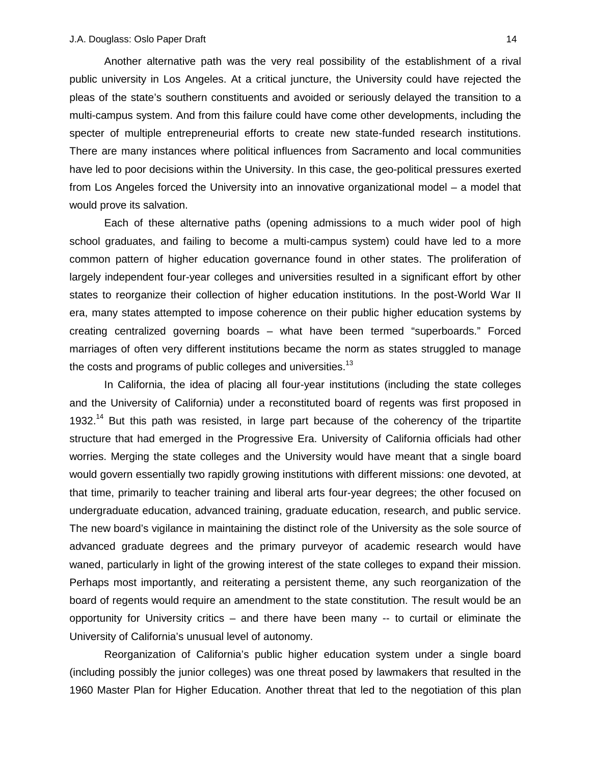Another alternative path was the very real possibility of the establishment of a rival public university in Los Angeles. At a critical juncture, the University could have rejected the pleas of the state's southern constituents and avoided or seriously delayed the transition to a multi-campus system. And from this failure could have come other developments, including the specter of multiple entrepreneurial efforts to create new state-funded research institutions. There are many instances where political influences from Sacramento and local communities have led to poor decisions within the University. In this case, the geo-political pressures exerted from Los Angeles forced the University into an innovative organizational model – a model that would prove its salvation.

Each of these alternative paths (opening admissions to a much wider pool of high school graduates, and failing to become a multi-campus system) could have led to a more common pattern of higher education governance found in other states. The proliferation of largely independent four-year colleges and universities resulted in a significant effort by other states to reorganize their collection of higher education institutions. In the post-World War II era, many states attempted to impose coherence on their public higher education systems by creating centralized governing boards – what have been termed "superboards." Forced marriages of often very different institutions became the norm as states struggled to manage the costs and programs of public colleges and universities.[13]

In California, the idea of placing all four-year institutions (including the state colleges and the University of California) under a reconstituted board of regents was first proposed in 1932.[14] But this path was resisted, in large part because of the coherency of the tripartite structure that had emerged in the Progressive Era. University of California officials had other worries. Merging the state colleges and the University would have meant that a single board would govern essentially two rapidly growing institutions with different missions: one devoted, at that time, primarily to teacher training and liberal arts four-year degrees; the other focused on undergraduate education, advanced training, graduate education, research, and public service. The new board's vigilance in maintaining the distinct role of the University as the sole source of advanced graduate degrees and the primary purveyor of academic research would have waned, particularly in light of the growing interest of the state colleges to expand their mission. Perhaps most importantly, and reiterating a persistent theme, any such reorganization of the board of regents would require an amendment to the state constitution. The result would be an opportunity for University critics – and there have been many -- to curtail or eliminate the University of California's unusual level of autonomy.

Reorganization of California's public higher education system under a single board (including possibly the junior colleges) was one threat posed by lawmakers that resulted in the 1960 Master Plan for Higher Education. Another threat that led to the negotiation of this plan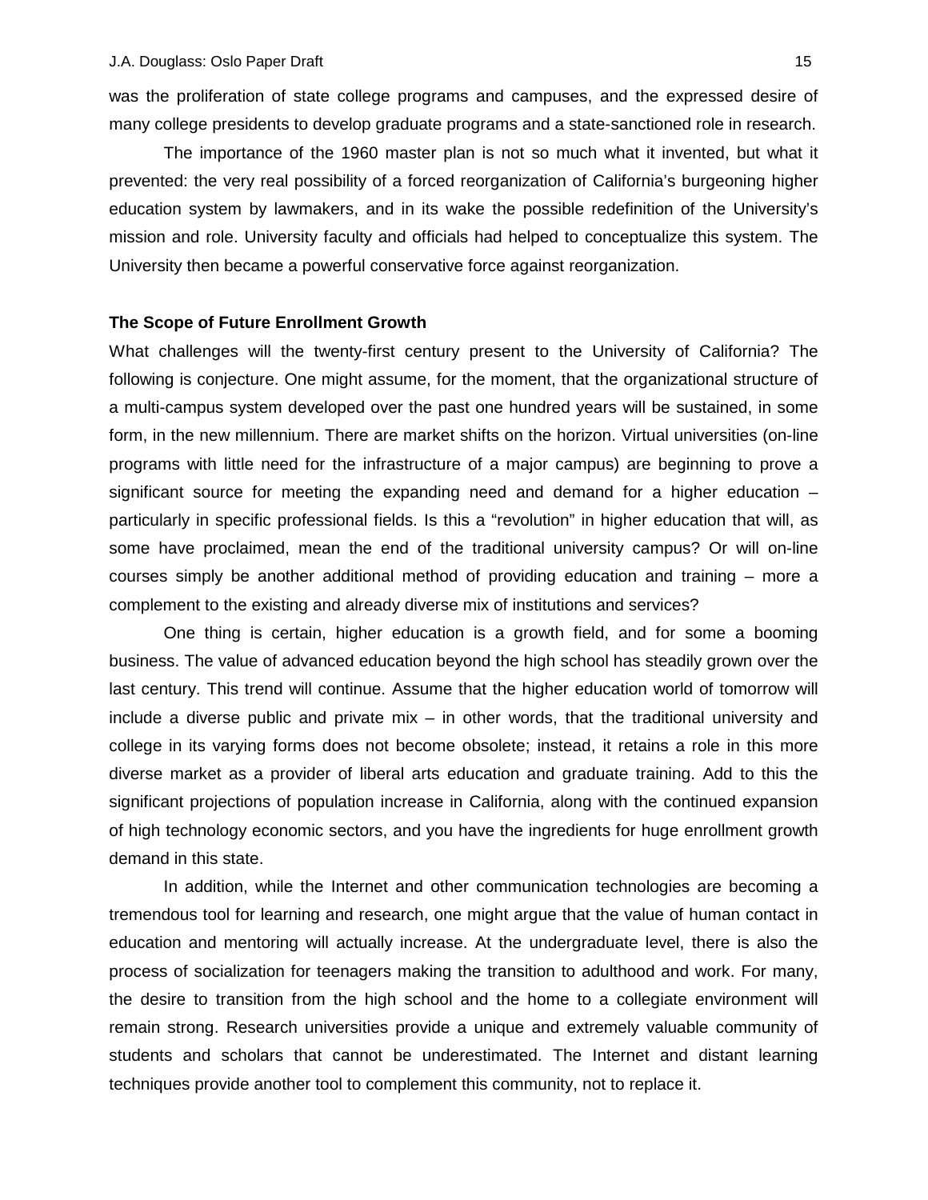was the proliferation of state college programs and campuses, and the expressed desire of many college presidents to develop graduate programs and a state-sanctioned role in research.

The importance of the 1960 master plan is not so much what it invented, but what it prevented: the very real possibility of a forced reorganization of California's burgeoning higher education system by lawmakers, and in its wake the possible redefinition of the University's mission and role. University faculty and officials had helped to conceptualize this system. The University then became a powerful conservative force against reorganization.

**The Scope of Future Enrollment Growth**

What challenges will the twenty-first century present to the University of California? The following is conjecture. One might assume, for the moment, that the organizational structure of a multi-campus system developed over the past one hundred years will be sustained, in some form, in the new millennium. There are market shifts on the horizon. Virtual universities (on-line programs with little need for the infrastructure of a major campus) are beginning to prove a significant source for meeting the expanding need and demand for a higher education – particularly in specific professional fields. Is this a "revolution" in higher education that will, as some have proclaimed, mean the end of the traditional university campus? Or will on-line courses simply be another additional method of providing education and training – more a complement to the existing and already diverse mix of institutions and services?

One thing is certain, higher education is a growth field, and for some a booming business. The value of advanced education beyond the high school has steadily grown over the last century. This trend will continue. Assume that the higher education world of tomorrow will include a diverse public and private mix – in other words, that the traditional university and college in its varying forms does not become obsolete; instead, it retains a role in this more diverse market as a provider of liberal arts education and graduate training. Add to this the significant projections of population increase in California, along with the continued expansion of high technology economic sectors, and you have the ingredients for huge enrollment growth demand in this state.

In addition, while the Internet and other communication technologies are becoming a tremendous tool for learning and research, one might argue that the value of human contact in education and mentoring will actually increase. At the undergraduate level, there is also the process of socialization for teenagers making the transition to adulthood and work. For many, the desire to transition from the high school and the home to a collegiate environment will remain strong. Research universities provide a unique and extremely valuable community of students and scholars that cannot be underestimated. The Internet and distant learning techniques provide another tool to complement this community, not to replace it.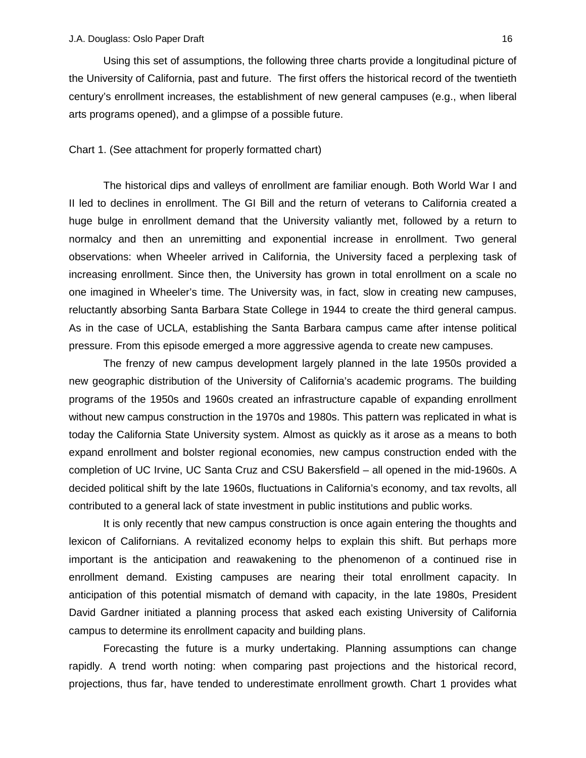Using this set of assumptions, the following three charts provide a longitudinal picture of the University of California, past and future. The first offers the historical record of the twentieth century's enrollment increases, the establishment of new general campuses (e.g., when liberal arts programs opened), and a glimpse of a possible future.

Chart 1. (See attachment for properly formatted chart)

The historical dips and valleys of enrollment are familiar enough. Both World War I and II led to declines in enrollment. The GI Bill and the return of veterans to California created a huge bulge in enrollment demand that the University valiantly met, followed by a return to normalcy and then an unremitting and exponential increase in enrollment. Two general observations: when Wheeler arrived in California, the University faced a perplexing task of increasing enrollment. Since then, the University has grown in total enrollment on a scale no one imagined in Wheeler's time. The University was, in fact, slow in creating new campuses, reluctantly absorbing Santa Barbara State College in 1944 to create the third general campus. As in the case of UCLA, establishing the Santa Barbara campus came after intense political pressure. From this episode emerged a more aggressive agenda to create new campuses.

The frenzy of new campus development largely planned in the late 1950s provided a new geographic distribution of the University of California's academic programs. The building programs of the 1950s and 1960s created an infrastructure capable of expanding enrollment without new campus construction in the 1970s and 1980s. This pattern was replicated in what is today the California State University system. Almost as quickly as it arose as a means to both expand enrollment and bolster regional economies, new campus construction ended with the completion of UC Irvine, UC Santa Cruz and CSU Bakersfield – all opened in the mid-1960s. A decided political shift by the late 1960s, fluctuations in California's economy, and tax revolts, all contributed to a general lack of state investment in public institutions and public works.

It is only recently that new campus construction is once again entering the thoughts and lexicon of Californians. A revitalized economy helps to explain this shift. But perhaps more important is the anticipation and reawakening to the phenomenon of a continued rise in enrollment demand. Existing campuses are nearing their total enrollment capacity. In anticipation of this potential mismatch of demand with capacity, in the late 1980s, President David Gardner initiated a planning process that asked each existing University of California campus to determine its enrollment capacity and building plans.

Forecasting the future is a murky undertaking. Planning assumptions can change rapidly. A trend worth noting: when comparing past projections and the historical record, projections, thus far, have tended to underestimate enrollment growth. Chart 1 provides what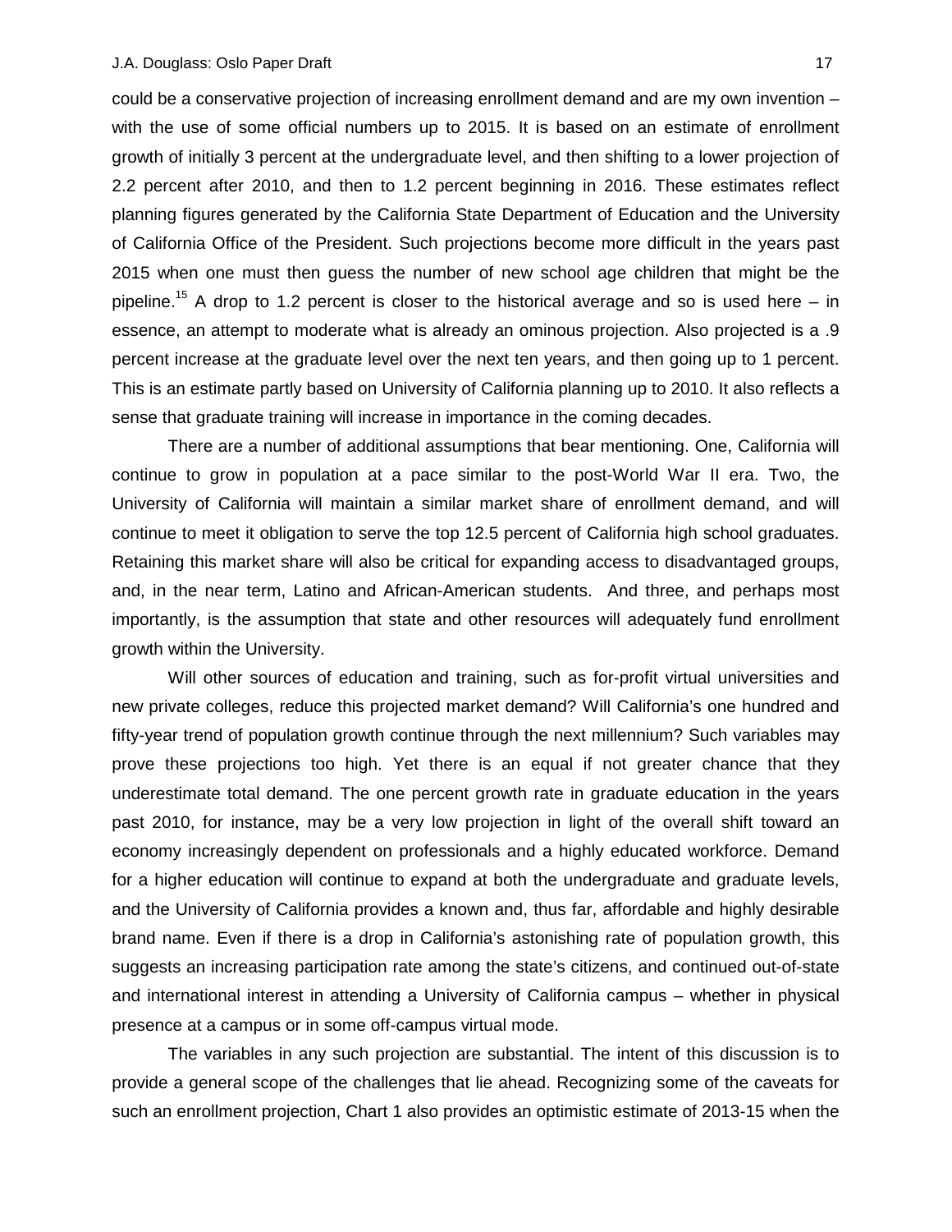could be a conservative projection of increasing enrollment demand and are my own invention – with the use of some official numbers up to 2015. It is based on an estimate of enrollment growth of initially 3 percent at the undergraduate level, and then shifting to a lower projection of 2.2 percent after 2010, and then to 1.2 percent beginning in 2016. These estimates reflect planning figures generated by the California State Department of Education and the University of California Office of the President. Such projections become more difficult in the years past 2015 when one must then guess the number of new school age children that might be the pipeline.[15] A drop to 1.2 percent is closer to the historical average and so is used here – in essence, an attempt to moderate what is already an ominous projection. Also projected is a .9 percent increase at the graduate level over the next ten years, and then going up to 1 percent. This is an estimate partly based on University of California planning up to 2010. It also reflects a sense that graduate training will increase in importance in the coming decades.

There are a number of additional assumptions that bear mentioning. One, California will continue to grow in population at a pace similar to the post-World War II era. Two, the University of California will maintain a similar market share of enrollment demand, and will continue to meet it obligation to serve the top 12.5 percent of California high school graduates. Retaining this market share will also be critical for expanding access to disadvantaged groups, and, in the near term, Latino and African-American students. And three, and perhaps most importantly, is the assumption that state and other resources will adequately fund enrollment growth within the University.

Will other sources of education and training, such as for-profit virtual universities and new private colleges, reduce this projected market demand? Will California's one hundred and fifty-year trend of population growth continue through the next millennium? Such variables may prove these projections too high. Yet there is an equal if not greater chance that they underestimate total demand. The one percent growth rate in graduate education in the years past 2010, for instance, may be a very low projection in light of the overall shift toward an economy increasingly dependent on professionals and a highly educated workforce. Demand for a higher education will continue to expand at both the undergraduate and graduate levels, and the University of California provides a known and, thus far, affordable and highly desirable brand name. Even if there is a drop in California's astonishing rate of population growth, this suggests an increasing participation rate among the state's citizens, and continued out-of-state and international interest in attending a University of California campus – whether in physical presence at a campus or in some off-campus virtual mode.

The variables in any such projection are substantial. The intent of this discussion is to provide a general scope of the challenges that lie ahead. Recognizing some of the caveats for such an enrollment projection, Chart 1 also provides an optimistic estimate of 2013-15 when the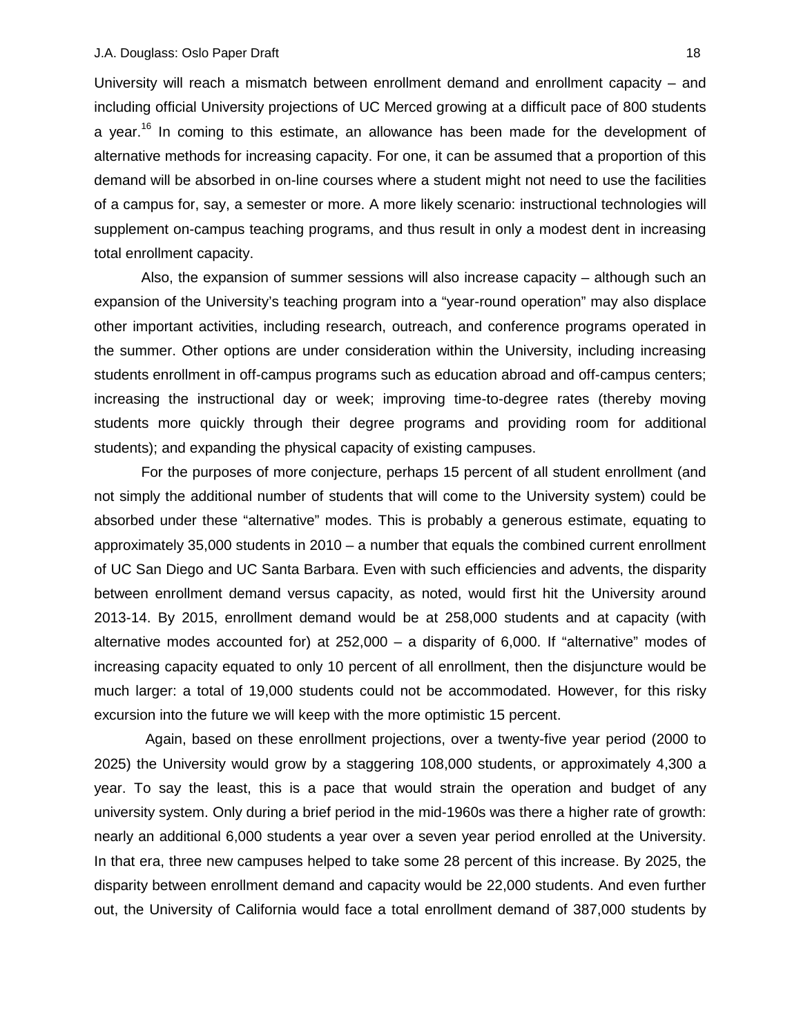University will reach a mismatch between enrollment demand and enrollment capacity – and including official University projections of UC Merced growing at a difficult pace of 800 students a year.[16] In coming to this estimate, an allowance has been made for the development of alternative methods for increasing capacity. For one, it can be assumed that a proportion of this demand will be absorbed in on-line courses where a student might not need to use the facilities of a campus for, say, a semester or more. A more likely scenario: instructional technologies will supplement on-campus teaching programs, and thus result in only a modest dent in increasing total enrollment capacity.

Also, the expansion of summer sessions will also increase capacity – although such an expansion of the University's teaching program into a "year-round operation" may also displace other important activities, including research, outreach, and conference programs operated in the summer. Other options are under consideration within the University, including increasing students enrollment in off-campus programs such as education abroad and off-campus centers; increasing the instructional day or week; improving time-to-degree rates (thereby moving students more quickly through their degree programs and providing room for additional students); and expanding the physical capacity of existing campuses.

For the purposes of more conjecture, perhaps 15 percent of all student enrollment (and not simply the additional number of students that will come to the University system) could be absorbed under these "alternative" modes. This is probably a generous estimate, equating to approximately 35,000 students in 2010 – a number that equals the combined current enrollment of UC San Diego and UC Santa Barbara. Even with such efficiencies and advents, the disparity between enrollment demand versus capacity, as noted, would first hit the University around 2013-14. By 2015, enrollment demand would be at 258,000 students and at capacity (with alternative modes accounted for) at 252,000 – a disparity of 6,000. If "alternative" modes of increasing capacity equated to only 10 percent of all enrollment, then the disjuncture would be much larger: a total of 19,000 students could not be accommodated. However, for this risky excursion into the future we will keep with the more optimistic 15 percent.

Again, based on these enrollment projections, over a twenty-five year period (2000 to 2025) the University would grow by a staggering 108,000 students, or approximately 4,300 a year. To say the least, this is a pace that would strain the operation and budget of any university system. Only during a brief period in the mid-1960s was there a higher rate of growth: nearly an additional 6,000 students a year over a seven year period enrolled at the University. In that era, three new campuses helped to take some 28 percent of this increase. By 2025, the disparity between enrollment demand and capacity would be 22,000 students. And even further out, the University of California would face a total enrollment demand of 387,000 students by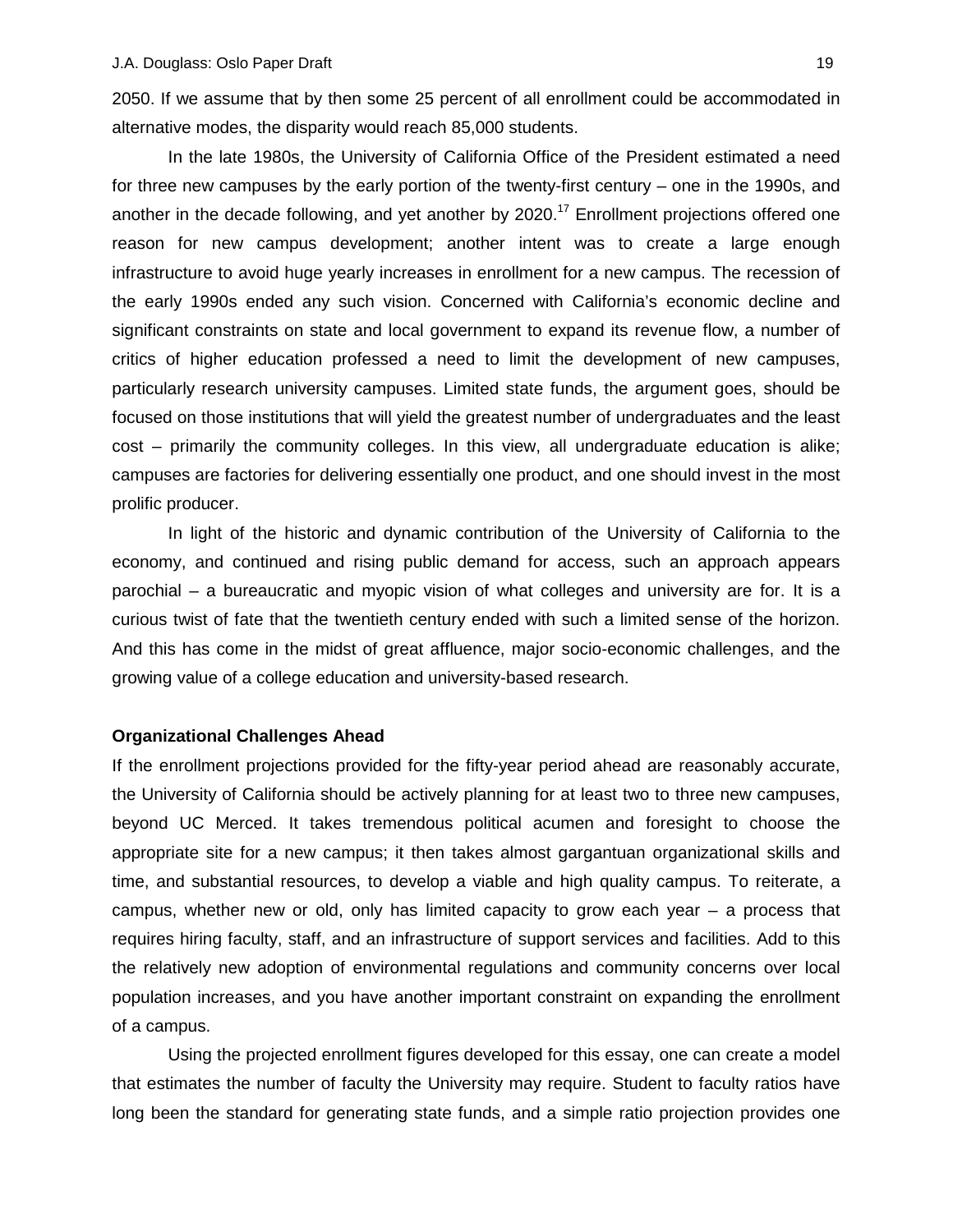2050. If we assume that by then some 25 percent of all enrollment could be accommodated in alternative modes, the disparity would reach 85,000 students.

In the late 1980s, the University of California Office of the President estimated a need for three new campuses by the early portion of the twenty-first century – one in the 1990s, and another in the decade following, and yet another by 2020.[17] Enrollment projections offered one reason for new campus development; another intent was to create a large enough infrastructure to avoid huge yearly increases in enrollment for a new campus. The recession of the early 1990s ended any such vision. Concerned with California's economic decline and significant constraints on state and local government to expand its revenue flow, a number of critics of higher education professed a need to limit the development of new campuses, particularly research university campuses. Limited state funds, the argument goes, should be focused on those institutions that will yield the greatest number of undergraduates and the least cost – primarily the community colleges. In this view, all undergraduate education is alike; campuses are factories for delivering essentially one product, and one should invest in the most prolific producer.

In light of the historic and dynamic contribution of the University of California to the economy, and continued and rising public demand for access, such an approach appears parochial – a bureaucratic and myopic vision of what colleges and university are for. It is a curious twist of fate that the twentieth century ended with such a limited sense of the horizon. And this has come in the midst of great affluence, major socio-economic challenges, and the growing value of a college education and university-based research.

**Organizational Challenges Ahead**

If the enrollment projections provided for the fifty-year period ahead are reasonably accurate, the University of California should be actively planning for at least two to three new campuses, beyond UC Merced. It takes tremendous political acumen and foresight to choose the appropriate site for a new campus; it then takes almost gargantuan organizational skills and time, and substantial resources, to develop a viable and high quality campus. To reiterate, a campus, whether new or old, only has limited capacity to grow each year – a process that requires hiring faculty, staff, and an infrastructure of support services and facilities. Add to this the relatively new adoption of environmental regulations and community concerns over local population increases, and you have another important constraint on expanding the enrollment of a campus.

Using the projected enrollment figures developed for this essay, one can create a model that estimates the number of faculty the University may require. Student to faculty ratios have long been the standard for generating state funds, and a simple ratio projection provides one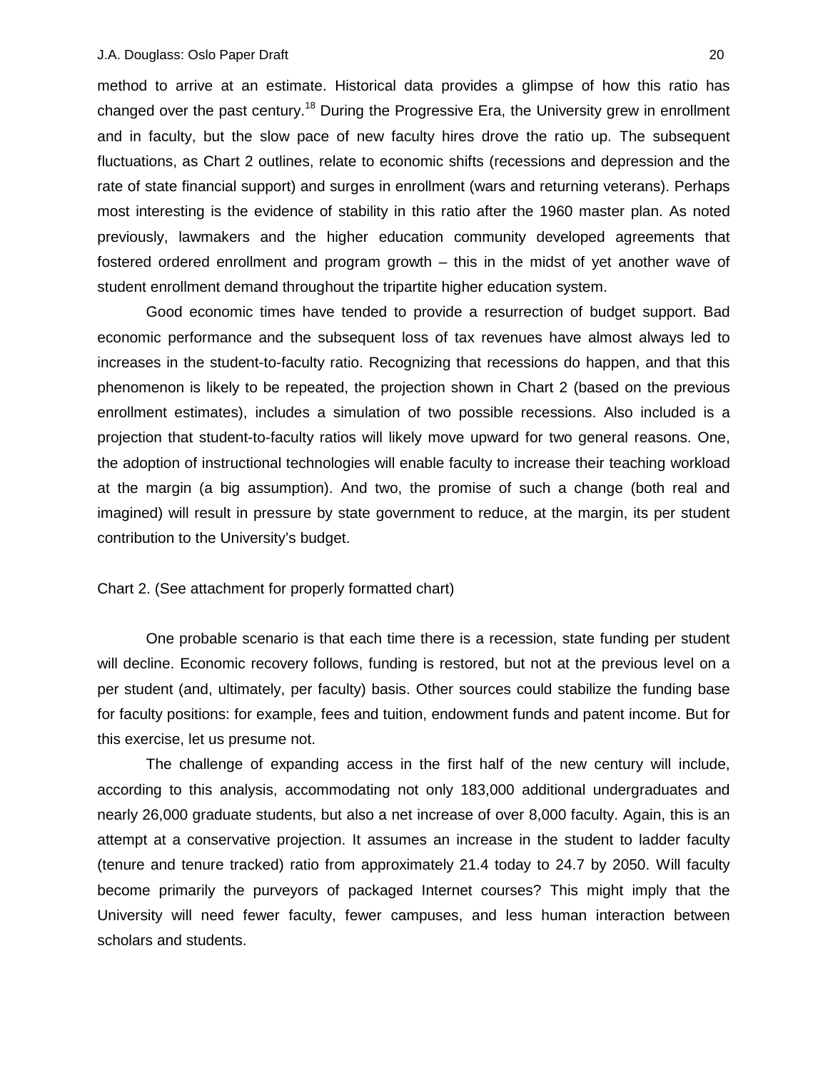method to arrive at an estimate. Historical data provides a glimpse of how this ratio has changed over the past century.[18] During the Progressive Era, the University grew in enrollment and in faculty, but the slow pace of new faculty hires drove the ratio up. The subsequent fluctuations, as Chart 2 outlines, relate to economic shifts (recessions and depression and the rate of state financial support) and surges in enrollment (wars and returning veterans). Perhaps most interesting is the evidence of stability in this ratio after the 1960 master plan. As noted previously, lawmakers and the higher education community developed agreements that fostered ordered enrollment and program growth – this in the midst of yet another wave of student enrollment demand throughout the tripartite higher education system.

Good economic times have tended to provide a resurrection of budget support. Bad economic performance and the subsequent loss of tax revenues have almost always led to increases in the student-to-faculty ratio. Recognizing that recessions do happen, and that this phenomenon is likely to be repeated, the projection shown in Chart 2 (based on the previous enrollment estimates), includes a simulation of two possible recessions. Also included is a projection that student-to-faculty ratios will likely move upward for two general reasons. One, the adoption of instructional technologies will enable faculty to increase their teaching workload at the margin (a big assumption). And two, the promise of such a change (both real and imagined) will result in pressure by state government to reduce, at the margin, its per student contribution to the University's budget.

Chart 2. (See attachment for properly formatted chart)

One probable scenario is that each time there is a recession, state funding per student will decline. Economic recovery follows, funding is restored, but not at the previous level on a per student (and, ultimately, per faculty) basis. Other sources could stabilize the funding base for faculty positions: for example, fees and tuition, endowment funds and patent income. But for this exercise, let us presume not.

The challenge of expanding access in the first half of the new century will include, according to this analysis, accommodating not only 183,000 additional undergraduates and nearly 26,000 graduate students, but also a net increase of over 8,000 faculty. Again, this is an attempt at a conservative projection. It assumes an increase in the student to ladder faculty (tenure and tenure tracked) ratio from approximately 21.4 today to 24.7 by 2050. Will faculty become primarily the purveyors of packaged Internet courses? This might imply that the University will need fewer faculty, fewer campuses, and less human interaction between scholars and students.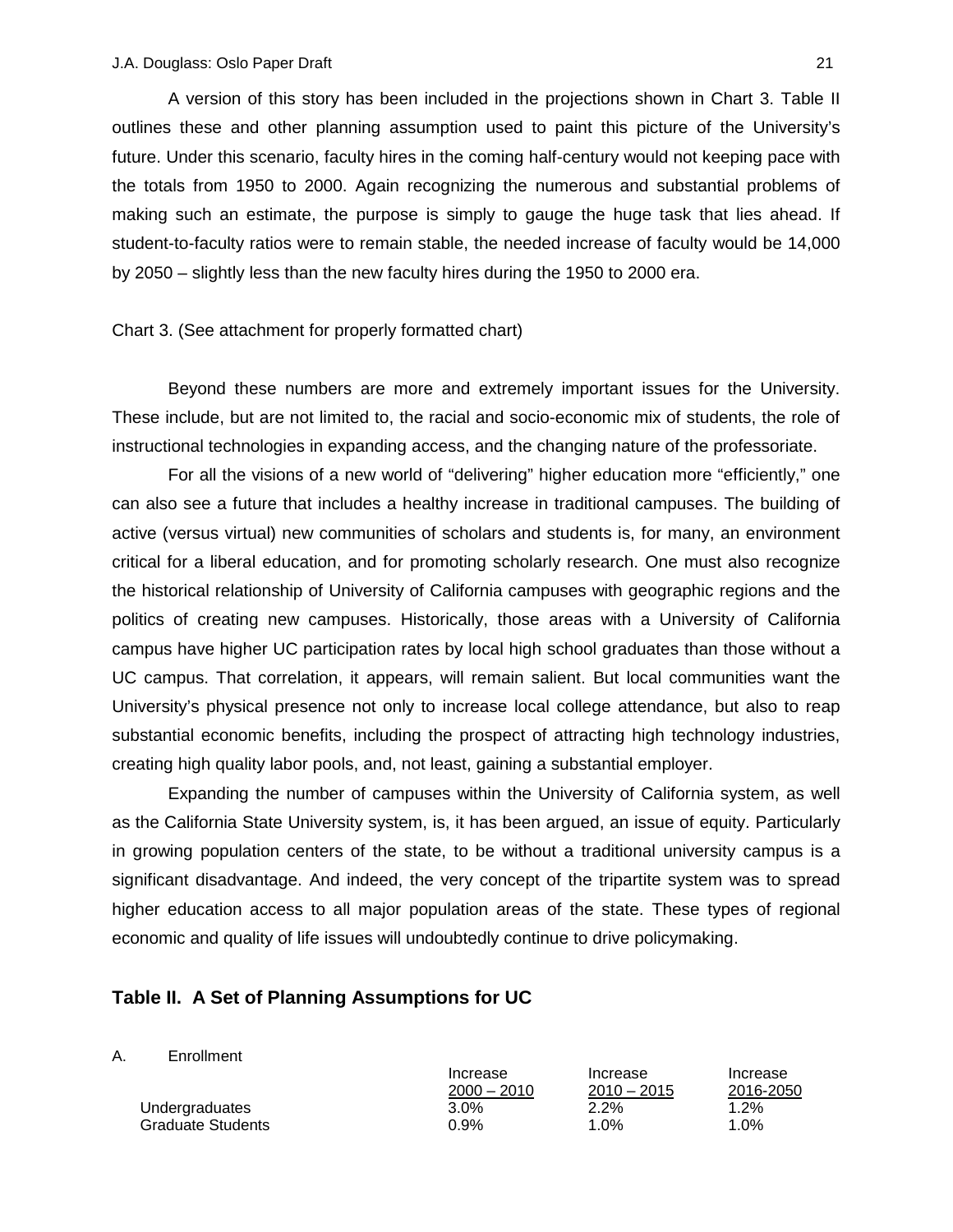A version of this story has been included in the projections shown in Chart 3. Table II outlines these and other planning assumption used to paint this picture of the University's future. Under this scenario, faculty hires in the coming half-century would not keeping pace with the totals from 1950 to 2000. Again recognizing the numerous and substantial problems of making such an estimate, the purpose is simply to gauge the huge task that lies ahead. If student-to-faculty ratios were to remain stable, the needed increase of faculty would be 14,000 by 2050 – slightly less than the new faculty hires during the 1950 to 2000 era.

Chart 3. (See attachment for properly formatted chart)

Beyond these numbers are more and extremely important issues for the University. These include, but are not limited to, the racial and socio-economic mix of students, the role of instructional technologies in expanding access, and the changing nature of the professoriate.

For all the visions of a new world of "delivering" higher education more "efficiently," one can also see a future that includes a healthy increase in traditional campuses. The building of active (versus virtual) new communities of scholars and students is, for many, an environment critical for a liberal education, and for promoting scholarly research. One must also recognize the historical relationship of University of California campuses with geographic regions and the politics of creating new campuses. Historically, those areas with a University of California campus have higher UC participation rates by local high school graduates than those without a UC campus. That correlation, it appears, will remain salient. But local communities want the University's physical presence not only to increase local college attendance, but also to reap substantial economic benefits, including the prospect of attracting high technology industries, creating high quality labor pools, and, not least, gaining a substantial employer.

Expanding the number of campuses within the University of California system, as well as the California State University system, is, it has been argued, an issue of equity. Particularly in growing population centers of the state, to be without a traditional university campus is a significant disadvantage. And indeed, the very concept of the tripartite system was to spread higher education access to all major population areas of the state. These types of regional economic and quality of life issues will undoubtedly continue to drive policymaking.

## Table II. A Set of Planning Assumptions for UC

A. Enrollment

| | Increase 2000 – 2010 | Increase 2010 – 2015 | Increase 2016-2050 |
|---|---|---|---|
| Undergraduates | 3.0% | 2.2% | 1.2% |
| Graduate Students | 0.9% | 1.0% | 1.0% |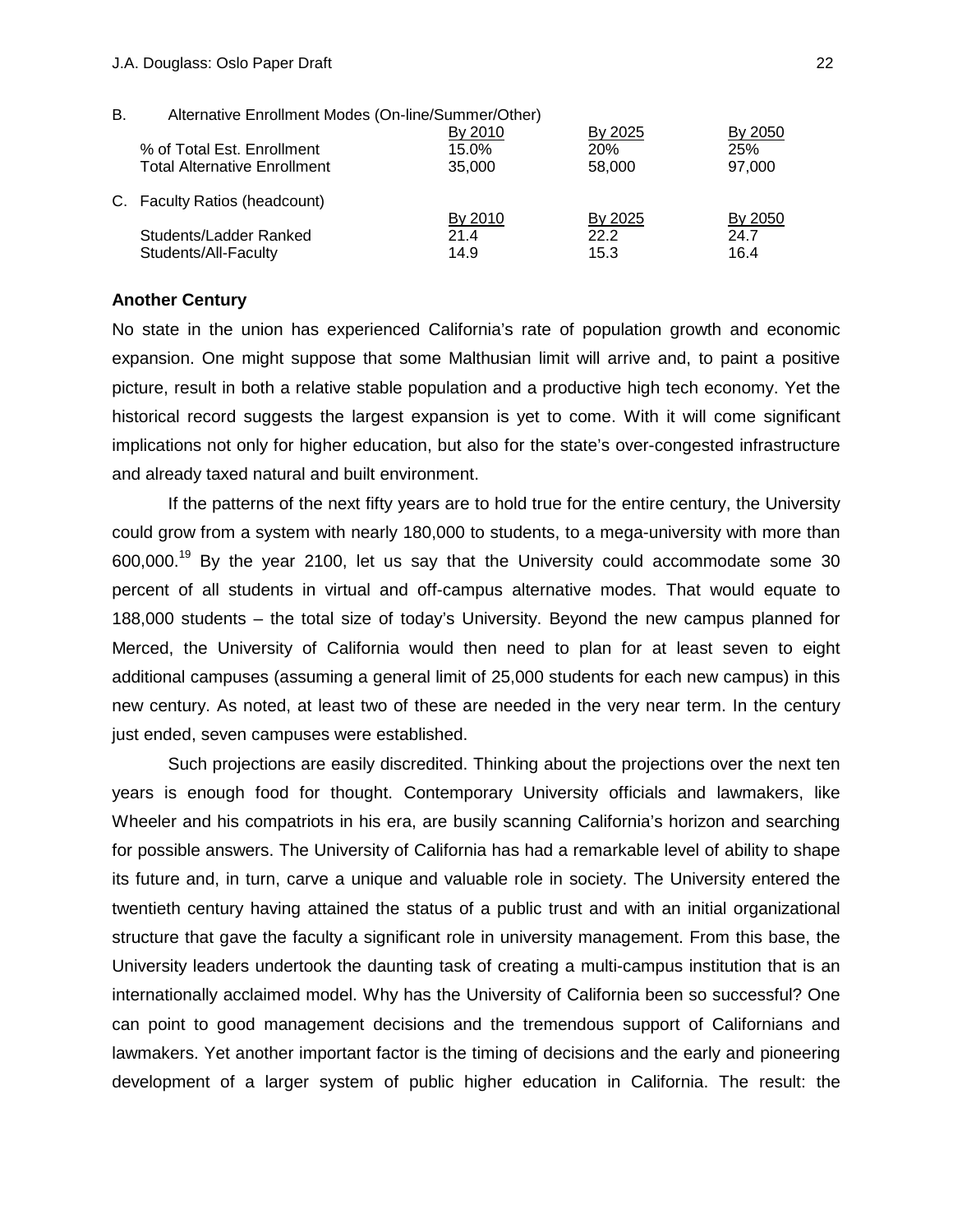B. Alternative Enrollment Modes (On-line/Summer/Other)

| | By 2010 | By 2025 | By 2050 |
|---|---|---|---|
| % of Total Est. Enrollment | 15.0% | 20% | 25% |
| Total Alternative Enrollment | 35,000 | 58,000 | 97,000 |

C. Faculty Ratios (headcount)

| | By 2010 | By 2025 | By 2050 |
|---|---|---|---|
| Students/Ladder Ranked | 21.4 | 22.2 | 24.7 |
| Students/All-Faculty | 14.9 | 15.3 | 16.4 |

**Another Century**

No state in the union has experienced California's rate of population growth and economic expansion. One might suppose that some Malthusian limit will arrive and, to paint a positive picture, result in both a relative stable population and a productive high tech economy. Yet the historical record suggests the largest expansion is yet to come. With it will come significant implications not only for higher education, but also for the state's over-congested infrastructure and already taxed natural and built environment.

If the patterns of the next fifty years are to hold true for the entire century, the University could grow from a system with nearly 180,000 to students, to a mega-university with more than 600,000.[19] By the year 2100, let us say that the University could accommodate some 30 percent of all students in virtual and off-campus alternative modes. That would equate to 188,000 students – the total size of today's University. Beyond the new campus planned for Merced, the University of California would then need to plan for at least seven to eight additional campuses (assuming a general limit of 25,000 students for each new campus) in this new century. As noted, at least two of these are needed in the very near term. In the century just ended, seven campuses were established.

Such projections are easily discredited. Thinking about the projections over the next ten years is enough food for thought. Contemporary University officials and lawmakers, like Wheeler and his compatriots in his era, are busily scanning California's horizon and searching for possible answers. The University of California has had a remarkable level of ability to shape its future and, in turn, carve a unique and valuable role in society. The University entered the twentieth century having attained the status of a public trust and with an initial organizational structure that gave the faculty a significant role in university management. From this base, the University leaders undertook the daunting task of creating a multi-campus institution that is an internationally acclaimed model. Why has the University of California been so successful? One can point to good management decisions and the tremendous support of Californians and lawmakers. Yet another important factor is the timing of decisions and the early and pioneering development of a larger system of public higher education in California. The result: the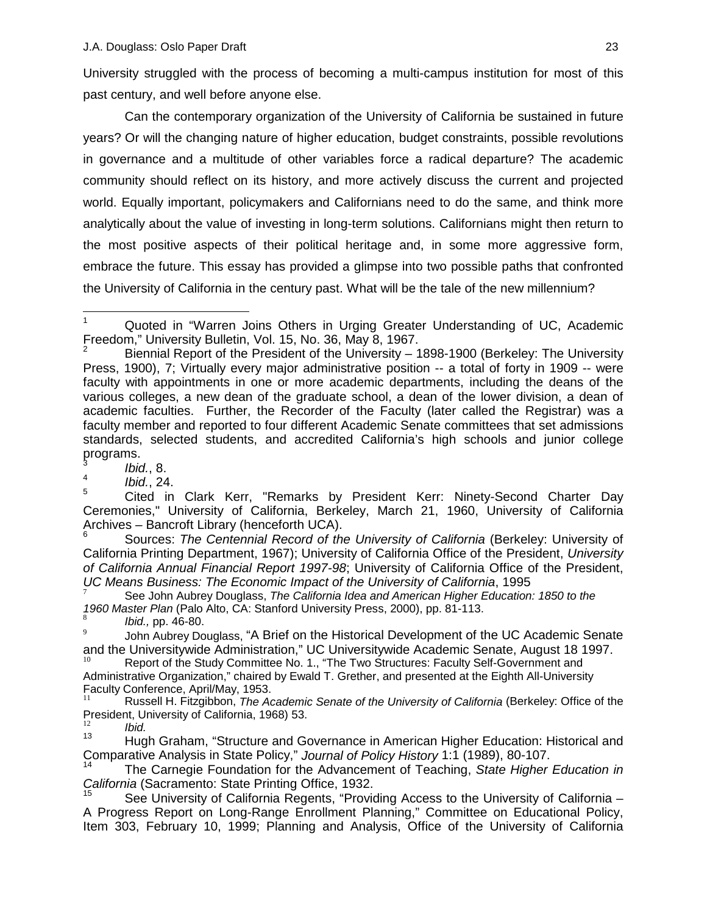University struggled with the process of becoming a multi-campus institution for most of this past century, and well before anyone else.

Can the contemporary organization of the University of California be sustained in future years? Or will the changing nature of higher education, budget constraints, possible revolutions in governance and a multitude of other variables force a radical departure? The academic community should reflect on its history, and more actively discuss the current and projected world. Equally important, policymakers and Californians need to do the same, and think more analytically about the value of investing in long-term solutions. Californians might then return to the most positive aspects of their political heritage and, in some more aggressive form, embrace the future. This essay has provided a glimpse into two possible paths that confronted the University of California in the century past. What will be the tale of the new millennium?

---

[1] Quoted in "Warren Joins Others in Urging Greater Understanding of UC, Academic Freedom," University Bulletin, Vol. 15, No. 36, May 8, 1967.

[2] Biennial Report of the President of the University – 1898-1900 (Berkeley: The University Press, 1900), 7; Virtually every major administrative position -- a total of forty in 1909 -- were faculty with appointments in one or more academic departments, including the deans of the various colleges, a new dean of the graduate school, a dean of the lower division, a dean of academic faculties. Further, the Recorder of the Faculty (later called the Registrar) was a faculty member and reported to four different Academic Senate committees that set admissions standards, selected students, and accredited California's high schools and junior college programs.

[3] *Ibid.*, 8.

[4] *Ibid.*, 24.

[5] Cited in Clark Kerr, "Remarks by President Kerr: Ninety-Second Charter Day Ceremonies," University of California, Berkeley, March 21, 1960, University of California Archives – Bancroft Library (henceforth UCA).

[6] Sources: *The Centennial Record of the University of California* (Berkeley: University of California Printing Department, 1967); University of California Office of the President, *University of California Annual Financial Report 1997-98*; University of California Office of the President, *UC Means Business: The Economic Impact of the University of California*, 1995

[7] See John Aubrey Douglass, *The California Idea and American Higher Education: 1850 to the 1960 Master Plan* (Palo Alto, CA: Stanford University Press, 2000), pp. 81-113.

[8] *Ibid.,* pp. 46-80.

[9] John Aubrey Douglass, "A Brief on the Historical Development of the UC Academic Senate and the Universitywide Administration," UC Universitywide Academic Senate, August 18 1997.

[10] Report of the Study Committee No. 1., "The Two Structures: Faculty Self-Government and Administrative Organization," chaired by Ewald T. Grether, and presented at the Eighth All-University Faculty Conference, April/May, 1953.

[11] Russell H. Fitzgibbon, *The Academic Senate of the University of California* (Berkeley: Office of the President, University of California, 1968) 53.

[12] *Ibid.*

[13] Hugh Graham, "Structure and Governance in American Higher Education: Historical and Comparative Analysis in State Policy," *Journal of Policy History* 1:1 (1989), 80-107.

[14] The Carnegie Foundation for the Advancement of Teaching, *State Higher Education in California* (Sacramento: State Printing Office, 1932.

[15] See University of California Regents, "Providing Access to the University of California – A Progress Report on Long-Range Enrollment Planning," Committee on Educational Policy, Item 303, February 10, 1999; Planning and Analysis, Office of the University of California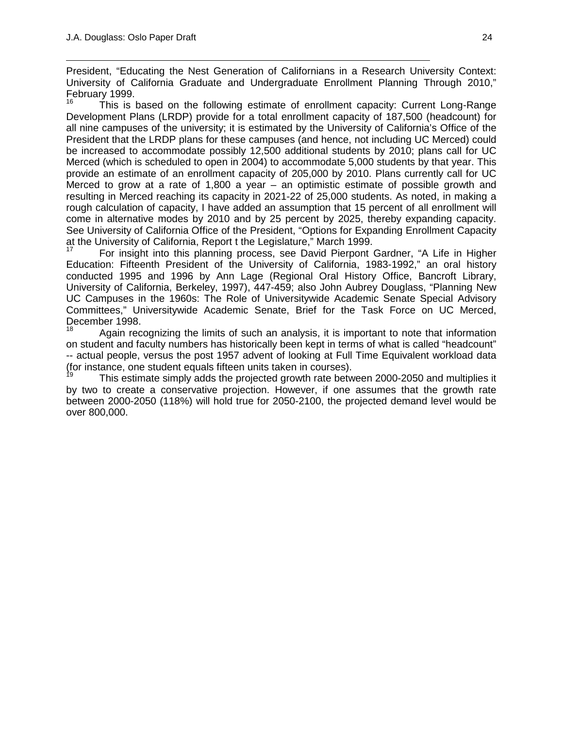President, "Educating the Nest Generation of Californians in a Research University Context: University of California Graduate and Undergraduate Enrollment Planning Through 2010," February 1999.

[16] This is based on the following estimate of enrollment capacity: Current Long-Range Development Plans (LRDP) provide for a total enrollment capacity of 187,500 (headcount) for all nine campuses of the university; it is estimated by the University of California's Office of the President that the LRDP plans for these campuses (and hence, not including UC Merced) could be increased to accommodate possibly 12,500 additional students by 2010; plans call for UC Merced (which is scheduled to open in 2004) to accommodate 5,000 students by that year. This provide an estimate of an enrollment capacity of 205,000 by 2010. Plans currently call for UC Merced to grow at a rate of 1,800 a year – an optimistic estimate of possible growth and resulting in Merced reaching its capacity in 2021-22 of 25,000 students. As noted, in making a rough calculation of capacity, I have added an assumption that 15 percent of all enrollment will come in alternative modes by 2010 and by 25 percent by 2025, thereby expanding capacity. See University of California Office of the President, "Options for Expanding Enrollment Capacity at the University of California, Report t the Legislature," March 1999.

[17] For insight into this planning process, see David Pierpont Gardner, "A Life in Higher Education: Fifteenth President of the University of California, 1983-1992," an oral history conducted 1995 and 1996 by Ann Lage (Regional Oral History Office, Bancroft Library, University of California, Berkeley, 1997), 447-459; also John Aubrey Douglass, "Planning New UC Campuses in the 1960s: The Role of Universitywide Academic Senate Special Advisory Committees," Universitywide Academic Senate, Brief for the Task Force on UC Merced, December 1998.

[18] Again recognizing the limits of such an analysis, it is important to note that information on student and faculty numbers has historically been kept in terms of what is called "headcount" -- actual people, versus the post 1957 advent of looking at Full Time Equivalent workload data (for instance, one student equals fifteen units taken in courses).

[19] This estimate simply adds the projected growth rate between 2000-2050 and multiplies it by two to create a conservative projection. However, if one assumes that the growth rate between 2000-2050 (118%) will hold true for 2050-2100, the projected demand level would be over 800,000.